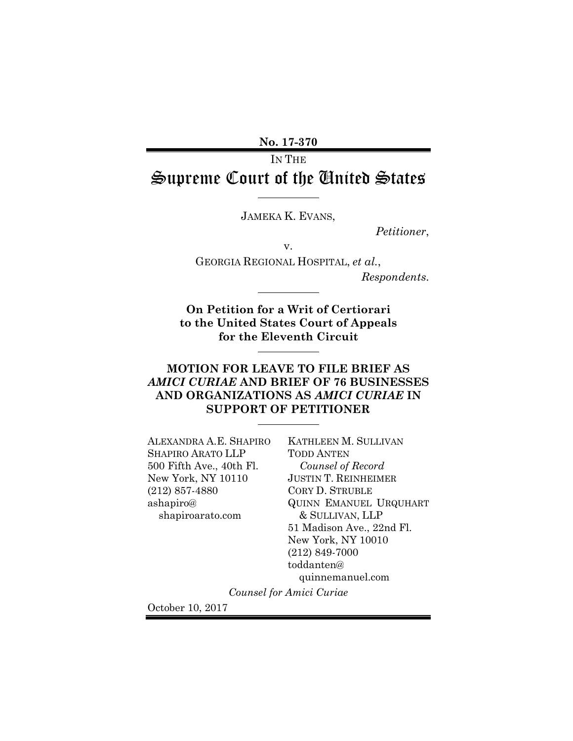**No. 17-370**

IN THE

# Supreme Court of the United States

JAMEKA K. EVANS,

*Petitioner*,

v.

GEORGIA REGIONAL HOSPITAL, *et al.*,

*Respondents*.

**On Petition for a Writ of Certiorari to the United States Court of Appeals for the Eleventh Circuit**

## MOTION FOR LEAVE TO FILE BRIEF AS *AMICI CURIAE* AND BRIEF OF 76 BUSINESSES AND ORGANIZATIONS AS *AMICI CURIAE* IN SUPPORT OF PETITIONER

ALEXANDRA A.E. SHAPIRO
SHAPIRO ARATO LLP
500 Fifth Ave., 40th Fl.
New York, NY 10110
(212) 857-4880
ashapiro@shapiroarato.com

KATHLEEN M. SULLIVAN
TODD ANTEN
*Counsel of Record*
JUSTIN T. REINHEIMER
CORY D. STRUBLE
QUINN EMANUEL URQUHART & SULLIVAN, LLP
51 Madison Ave., 22nd Fl.
New York, NY 10010
(212) 849-7000
toddanten@quinnemanuel.com

*Counsel for Amici Curiae*

October 10, 2017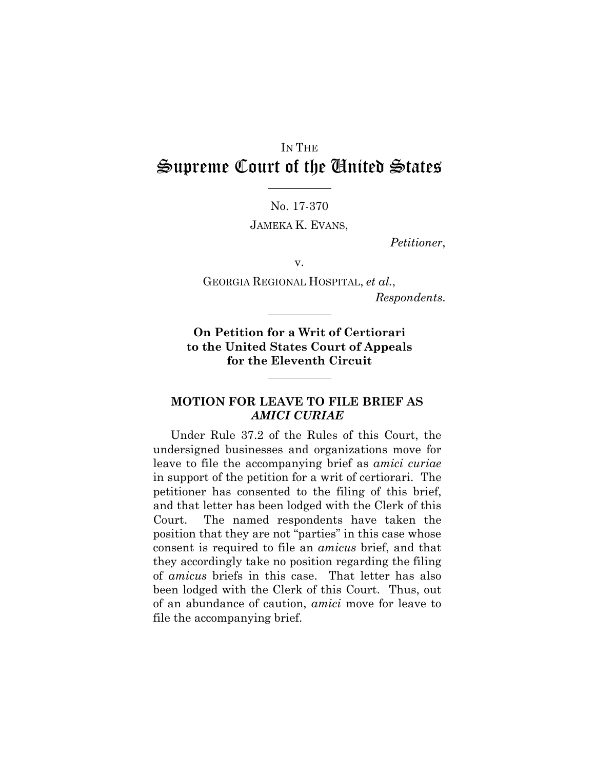IN THE
# Supreme Court of the United States

No. 17-370

JAMEKA K. EVANS,

*Petitioner*,

v.

GEORGIA REGIONAL HOSPITAL, *et al.*,

*Respondents*.

**On Petition for a Writ of Certiorari to the United States Court of Appeals for the Eleventh Circuit**

## MOTION FOR LEAVE TO FILE BRIEF AS *AMICI CURIAE*

Under Rule 37.2 of the Rules of this Court, the undersigned businesses and organizations move for leave to file the accompanying brief as *amici curiae* in support of the petition for a writ of certiorari. The petitioner has consented to the filing of this brief, and that letter has been lodged with the Clerk of this Court. The named respondents have taken the position that they are not "parties" in this case whose consent is required to file an *amicus* brief, and that they accordingly take no position regarding the filing of *amicus* briefs in this case. That letter has also been lodged with the Clerk of this Court. Thus, out of an abundance of caution, *amici* move for leave to file the accompanying brief.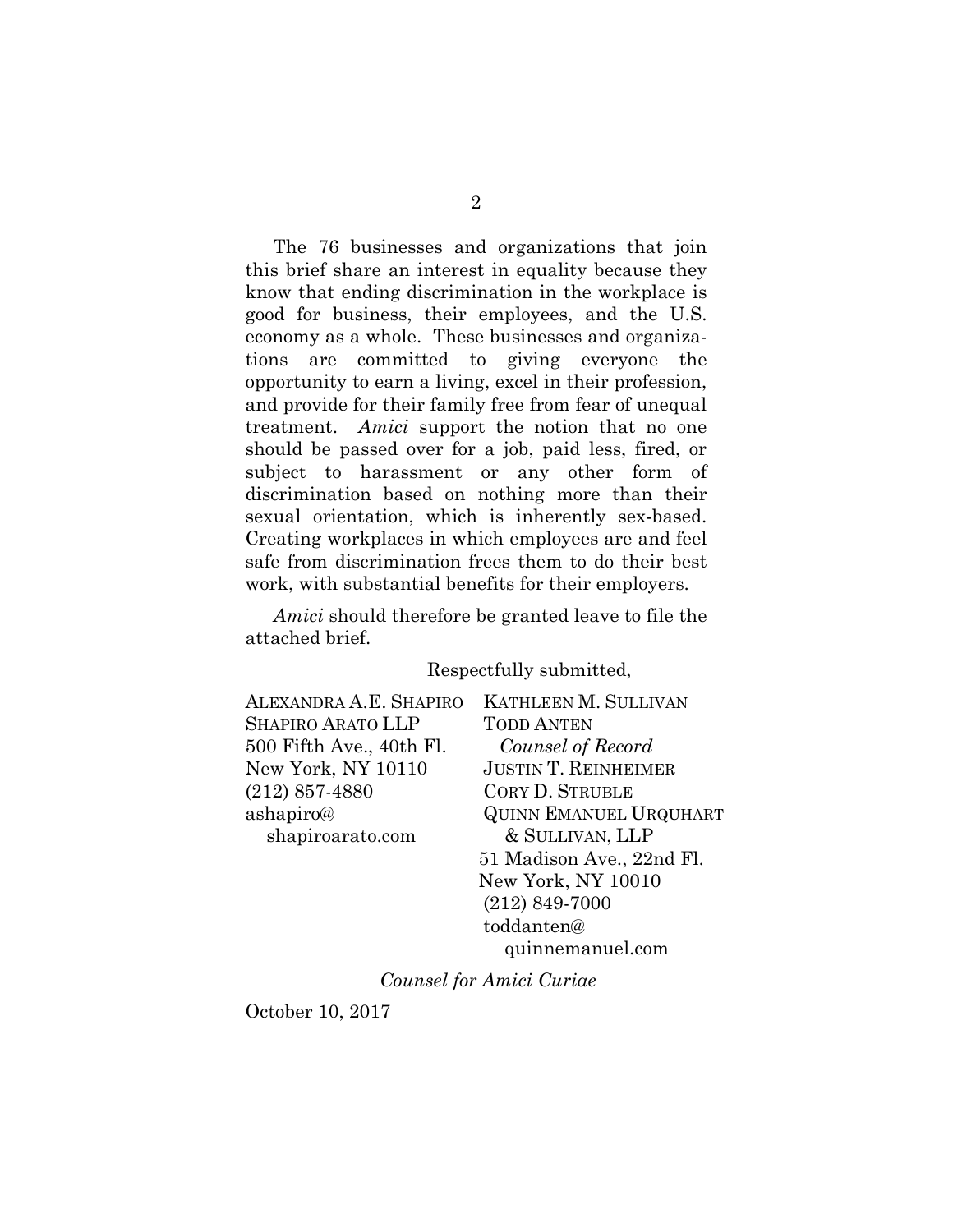The 76 businesses and organizations that join this brief share an interest in equality because they know that ending discrimination in the workplace is good for business, their employees, and the U.S. economy as a whole. These businesses and organizations are committed to giving everyone the opportunity to earn a living, excel in their profession, and provide for their family free from fear of unequal treatment. *Amici* support the notion that no one should be passed over for a job, paid less, fired, or subject to harassment or any other form of discrimination based on nothing more than their sexual orientation, which is inherently sex-based. Creating workplaces in which employees are and feel safe from discrimination frees them to do their best work, with substantial benefits for their employers.

*Amici* should therefore be granted leave to file the attached brief.

Respectfully submitted,

ALEXANDRA A.E. SHAPIRO
SHAPIRO ARATO LLP
500 Fifth Ave., 40th Fl.
New York, NY 10110
(212) 857-4880
ashapiro@shapiroarato.com

KATHLEEN M. SULLIVAN
TODD ANTEN
*Counsel of Record*
JUSTIN T. REINHEIMER
CORY D. STRUBLE
QUINN EMANUEL URQUHART & SULLIVAN, LLP
51 Madison Ave., 22nd Fl.
New York, NY 10010
(212) 849-7000
toddanten@quinnemanuel.com

*Counsel for Amici Curiae*

October 10, 2017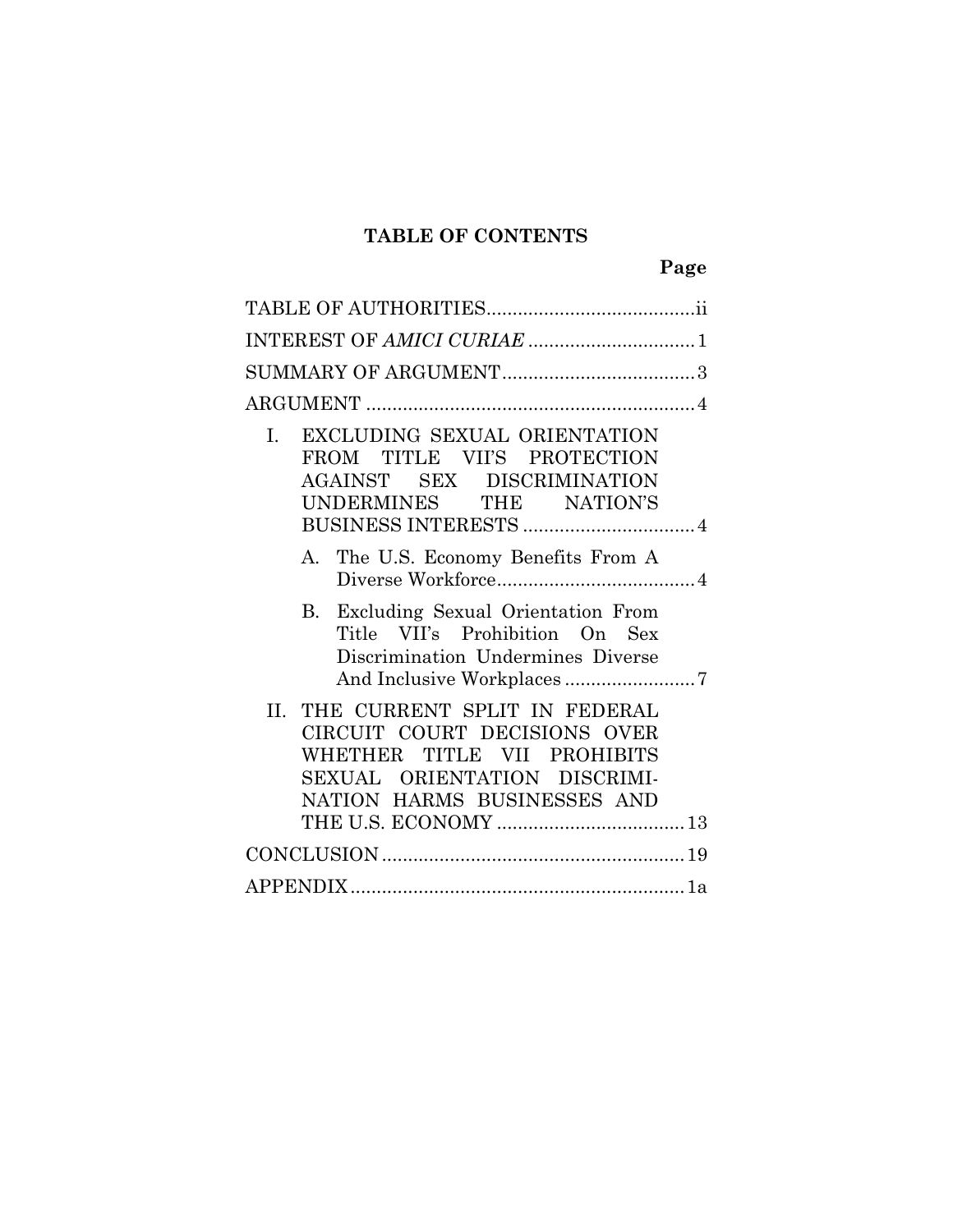# TABLE OF CONTENTS

| | Page |
|---|---|
| TABLE OF AUTHORITIES | ii |
| INTEREST OF *AMICI CURIAE* | 1 |
| SUMMARY OF ARGUMENT | 3 |
| ARGUMENT | 4 |
| I. EXCLUDING SEXUAL ORIENTATION FROM TITLE VII'S PROTECTION AGAINST SEX DISCRIMINATION UNDERMINES THE NATION'S BUSINESS INTERESTS | 4 |
| A. The U.S. Economy Benefits From A Diverse Workforce | 4 |
| B. Excluding Sexual Orientation From Title VII's Prohibition On Sex Discrimination Undermines Diverse And Inclusive Workplaces | 7 |
| II. THE CURRENT SPLIT IN FEDERAL CIRCUIT COURT DECISIONS OVER WHETHER TITLE VII PROHIBITS SEXUAL ORIENTATION DISCRIMINATION HARMS BUSINESSES AND THE U.S. ECONOMY | 13 |
| CONCLUSION | 19 |
| APPENDIX | 1a |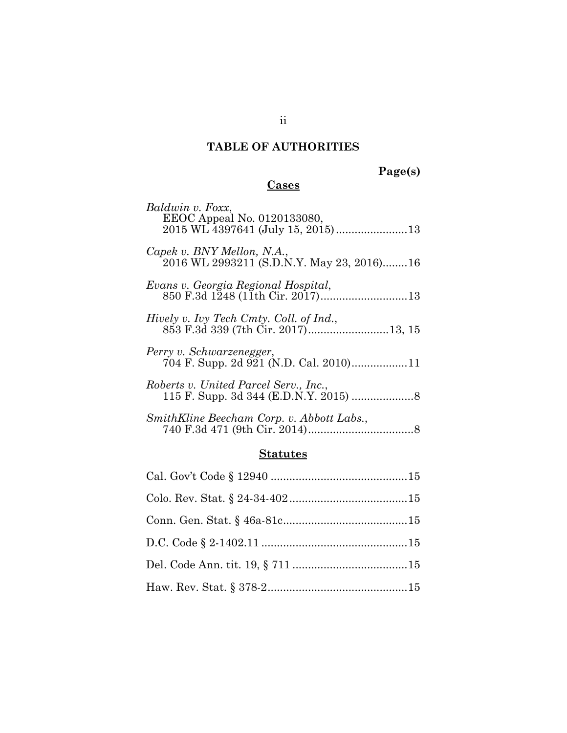## TABLE OF AUTHORITIES

**Page(s)**

### Cases

*Baldwin v. Foxx*,
EEOC Appeal No. 0120133080,
2015 WL 4397641 (July 15, 2015).......................13

*Capek v. BNY Mellon, N.A.*,
2016 WL 2993211 (S.D.N.Y. May 23, 2016)........16

*Evans v. Georgia Regional Hospital*,
850 F.3d 1248 (11th Cir. 2017)............................13

*Hively v. Ivy Tech Cmty. Coll. of Ind.*,
853 F.3d 339 (7th Cir. 2017)..........................13, 15

*Perry v. Schwarzenegger*,
704 F. Supp. 2d 921 (N.D. Cal. 2010)..................11

*Roberts v. United Parcel Serv., Inc.*,
115 F. Supp. 3d 344 (E.D.N.Y. 2015) ....................8

*SmithKline Beecham Corp. v. Abbott Labs.*,
740 F.3d 471 (9th Cir. 2014)..................................8

### Statutes

Cal. Gov't Code § 12940 ............................................15

Colo. Rev. Stat. § 24-34-402......................................15

Conn. Gen. Stat. § 46a-81c........................................15

D.C. Code § 2-1402.11 ...............................................15

Del. Code Ann. tit. 19, § 711 .....................................15

Haw. Rev. Stat. § 378-2.............................................15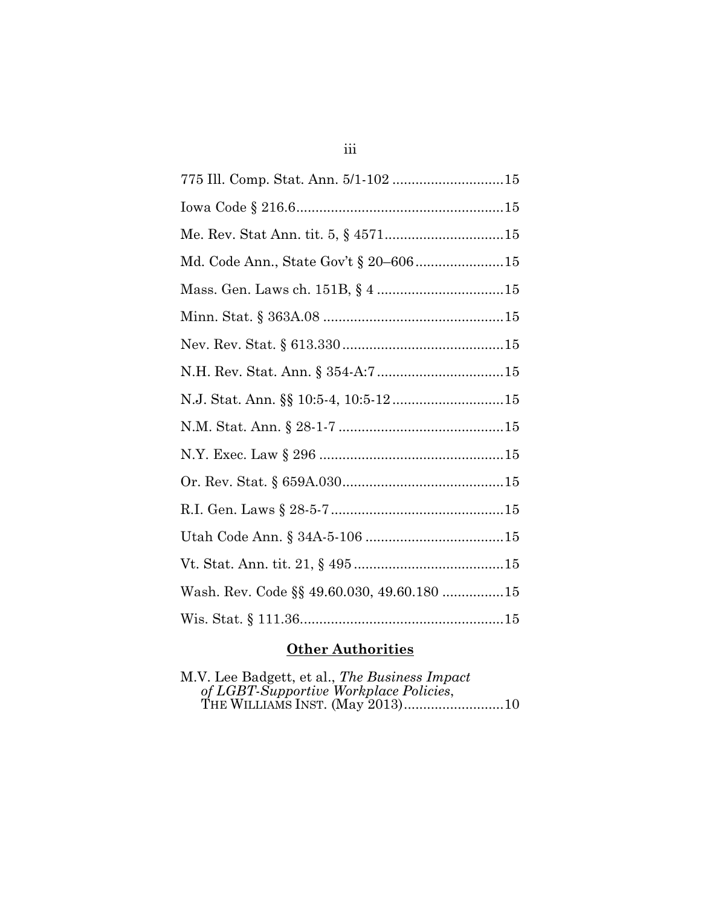775 Ill. Comp. Stat. Ann. 5/1-102 .............................15

Iowa Code § 216.6......................................................15

Me. Rev. Stat Ann. tit. 5, § 4571...............................15

Md. Code Ann., State Gov't § 20–606.......................15

Mass. Gen. Laws ch. 151B, § 4 .................................15

Minn. Stat. § 363A.08 ...............................................15

Nev. Rev. Stat. § 613.330..........................................15

N.H. Rev. Stat. Ann. § 354-A:7 .................................15

N.J. Stat. Ann. §§ 10:5-4, 10:5-12.............................15

N.M. Stat. Ann. § 28-1-7 ...........................................15

N.Y. Exec. Law § 296 ................................................15

Or. Rev. Stat. § 659A.030..........................................15

R.I. Gen. Laws § 28-5-7.............................................15

Utah Code Ann. § 34A-5-106 ....................................15

Vt. Stat. Ann. tit. 21, § 495.......................................15

Wash. Rev. Code §§ 49.60.030, 49.60.180 ................15

Wis. Stat. § 111.36.....................................................15

## Other Authorities

M.V. Lee Badgett, et al., *The Business Impact of LGBT-Supportive Workplace Policies*, THE WILLIAMS INST. (May 2013)..........................10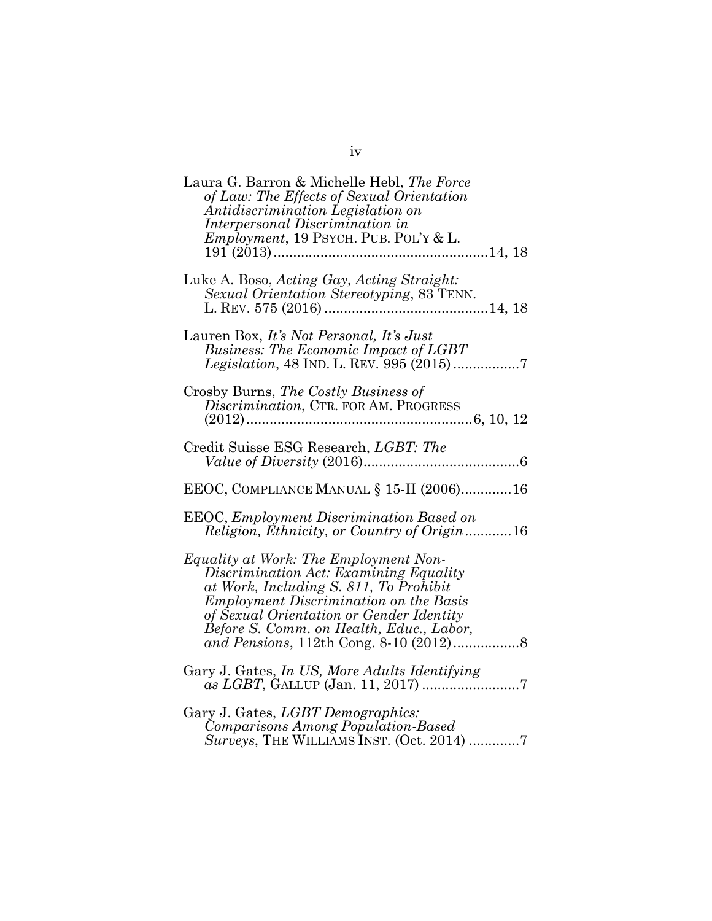Laura G. Barron & Michelle Hebl, *The Force of Law: The Effects of Sexual Orientation Antidiscrimination Legislation on Interpersonal Discrimination in Employment*, 19 PSYCH. PUB. POL'Y & L. 191 (2013)......................................................14, 18

Luke A. Boso, *Acting Gay, Acting Straight: Sexual Orientation Stereotyping*, 83 TENN. L. REV. 575 (2016)..........................................14, 18

Lauren Box, *It's Not Personal, It's Just Business: The Economic Impact of LGBT Legislation*, 48 IND. L. REV. 995 (2015)..................7

Crosby Burns, *The Costly Business of Discrimination*, CTR. FOR AM. PROGRESS (2012)..........................................................6, 10, 12

Credit Suisse ESG Research, *LGBT: The Value of Diversity* (2016)........................................6

EEOC, COMPLIANCE MANUAL § 15-II (2006).............16

EEOC, *Employment Discrimination Based on Religion, Ethnicity, or Country of Origin*............16

*Equality at Work: The Employment Non-Discrimination Act: Examining Equality at Work, Including S. 811, To Prohibit Employment Discrimination on the Basis of Sexual Orientation or Gender Identity Before S. Comm. on Health, Educ., Labor, and Pensions*, 112th Cong. 8-10 (2012).................8

Gary J. Gates, *In US, More Adults Identifying as LGBT*, GALLUP (Jan. 11, 2017).........................7

Gary J. Gates, *LGBT Demographics: Comparisons Among Population-Based Surveys*, THE WILLIAMS INST. (Oct. 2014).............7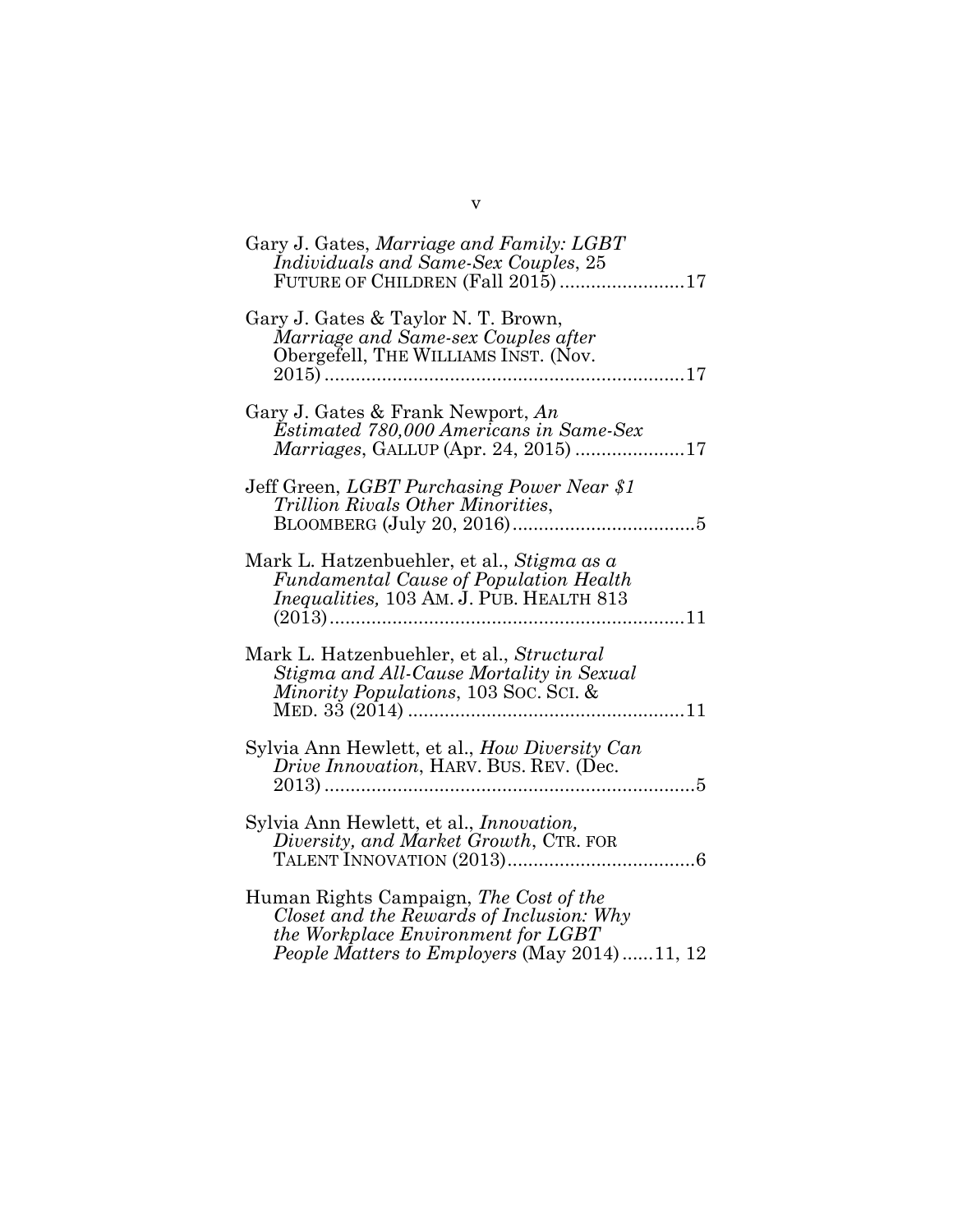Gary J. Gates, *Marriage and Family: LGBT Individuals and Same-Sex Couples*, 25 FUTURE OF CHILDREN (Fall 2015) ........................17

Gary J. Gates & Taylor N. T. Brown, *Marriage and Same-sex Couples after* Obergefell, THE WILLIAMS INST. (Nov. 2015) .....................................................................17

Gary J. Gates & Frank Newport, *An Estimated 780,000 Americans in Same-Sex Marriages*, GALLUP (Apr. 24, 2015) .....................17

Jeff Green, *LGBT Purchasing Power Near $1 Trillion Rivals Other Minorities*, BLOOMBERG (July 20, 2016)...................................5

Mark L. Hatzenbuehler, et al., *Stigma as a Fundamental Cause of Population Health Inequalities,* 103 AM. J. PUB. HEALTH 813 (2013)....................................................................11

Mark L. Hatzenbuehler, et al., *Structural Stigma and All-Cause Mortality in Sexual Minority Populations*, 103 SOC. SCI. & MED. 33 (2014) .....................................................11

Sylvia Ann Hewlett, et al., *How Diversity Can Drive Innovation*, HARV. BUS. REV. (Dec. 2013) .......................................................................5

Sylvia Ann Hewlett, et al., *Innovation, Diversity, and Market Growth*, CTR. FOR TALENT INNOVATION (2013)....................................6

Human Rights Campaign, *The Cost of the Closet and the Rewards of Inclusion: Why the Workplace Environment for LGBT People Matters to Employers* (May 2014)......11, 12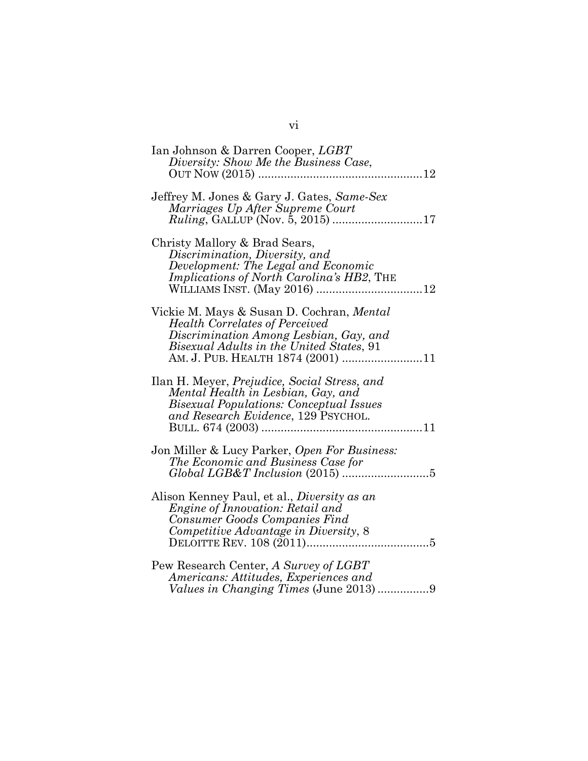Ian Johnson & Darren Cooper, *LGBT Diversity: Show Me the Business Case*, OUT NOW (2015) ....................................................12

Jeffrey M. Jones & Gary J. Gates, *Same-Sex Marriages Up After Supreme Court Ruling*, GALLUP (Nov. 5, 2015) ............................17

Christy Mallory & Brad Sears, *Discrimination, Diversity, and Development: The Legal and Economic Implications of North Carolina's HB2*, THE WILLIAMS INST. (May 2016) .................................12

Vickie M. Mays & Susan D. Cochran, *Mental Health Correlates of Perceived Discrimination Among Lesbian, Gay, and Bisexual Adults in the United States*, 91 AM. J. PUB. HEALTH 1874 (2001) .........................11

Ilan H. Meyer, *Prejudice, Social Stress, and Mental Health in Lesbian, Gay, and Bisexual Populations: Conceptual Issues and Research Evidence*, 129 PSYCHOL. BULL. 674 (2003) ..................................................11

Jon Miller & Lucy Parker, *Open For Business: The Economic and Business Case for Global LGB&T Inclusion* (2015) ...........................5

Alison Kenney Paul, et al., *Diversity as an Engine of Innovation: Retail and Consumer Goods Companies Find Competitive Advantage in Diversity*, 8 DELOITTE REV. 108 (2011)......................................5

Pew Research Center, *A Survey of LGBT Americans: Attitudes, Experiences and Values in Changing Times* (June 2013) ................9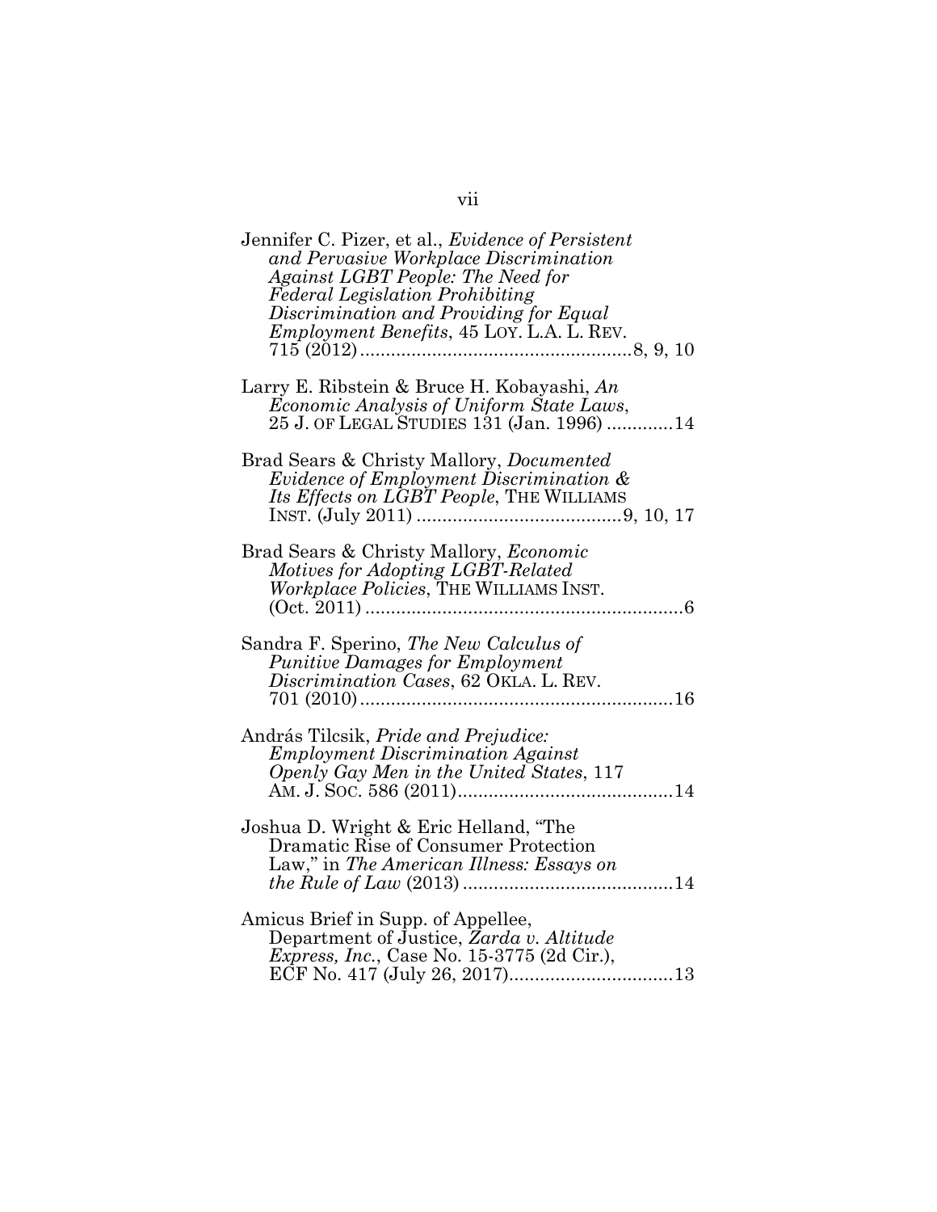Jennifer C. Pizer, et al., *Evidence of Persistent and Pervasive Workplace Discrimination Against LGBT People: The Need for Federal Legislation Prohibiting Discrimination and Providing for Equal Employment Benefits*, 45 LOY. L.A. L. REV. 715 (2012) ....................................................8, 9, 10

Larry E. Ribstein & Bruce H. Kobayashi, *An Economic Analysis of Uniform State Laws*, 25 J. OF LEGAL STUDIES 131 (Jan. 1996) .............14

Brad Sears & Christy Mallory, *Documented Evidence of Employment Discrimination & Its Effects on LGBT People*, THE WILLIAMS INST. (July 2011) ........................................9, 10, 17

Brad Sears & Christy Mallory, *Economic Motives for Adopting LGBT-Related Workplace Policies*, THE WILLIAMS INST. (Oct. 2011) ..............................................................6

Sandra F. Sperino, *The New Calculus of Punitive Damages for Employment Discrimination Cases*, 62 OKLA. L. REV. 701 (2010) .............................................................16

András Tilcsik, *Pride and Prejudice: Employment Discrimination Against Openly Gay Men in the United States*, 117 AM. J. SOC. 586 (2011)..........................................14

Joshua D. Wright & Eric Helland, "The Dramatic Rise of Consumer Protection Law," in *The American Illness: Essays on the Rule of Law* (2013) .........................................14

Amicus Brief in Supp. of Appellee, Department of Justice, *Zarda v. Altitude Express, Inc.*, Case No. 15-3775 (2d Cir.), ECF No. 417 (July 26, 2017)................................13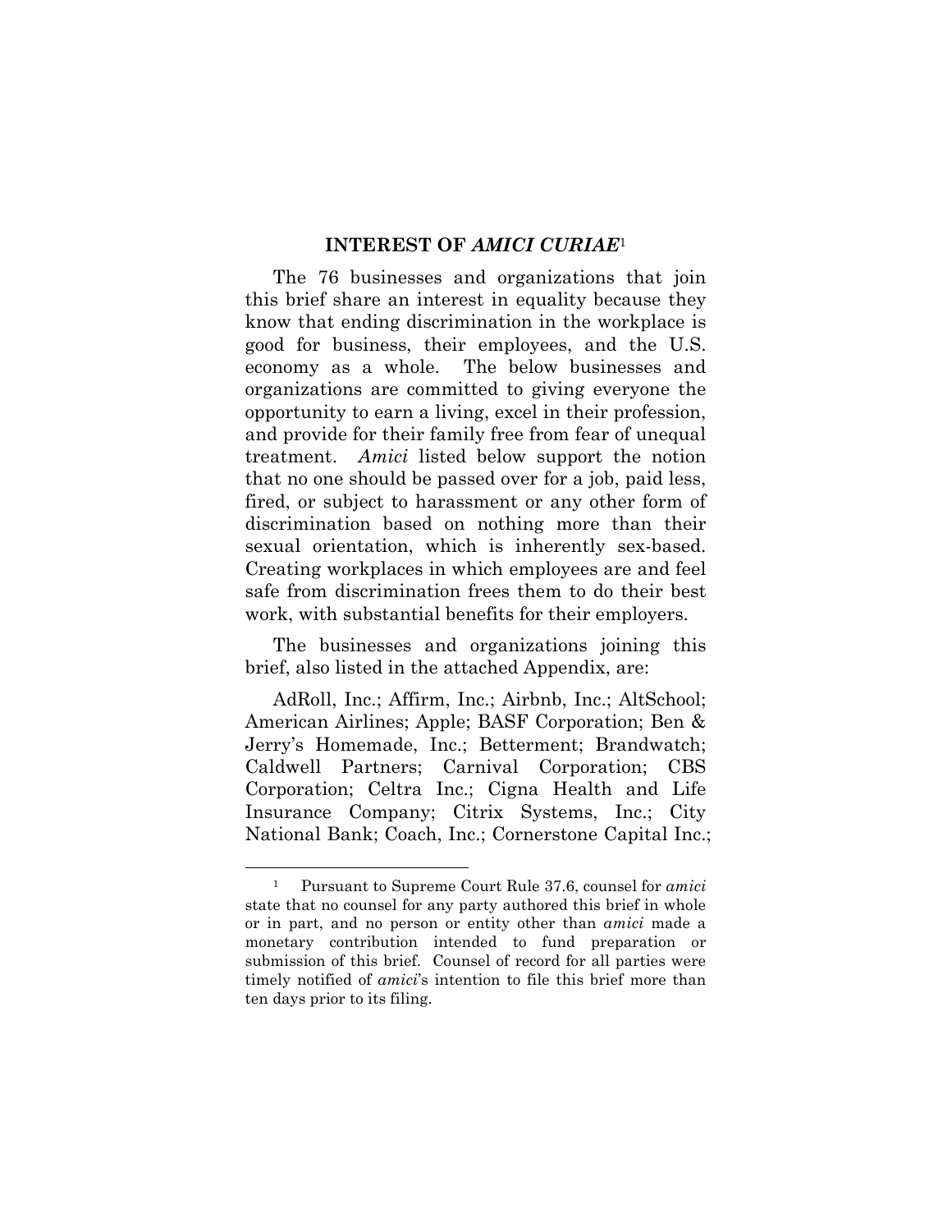## INTEREST OF *AMICI CURIAE*[1]

The 76 businesses and organizations that join this brief share an interest in equality because they know that ending discrimination in the workplace is good for business, their employees, and the U.S. economy as a whole. The below businesses and organizations are committed to giving everyone the opportunity to earn a living, excel in their profession, and provide for their family free from fear of unequal treatment. *Amici* listed below support the notion that no one should be passed over for a job, paid less, fired, or subject to harassment or any other form of discrimination based on nothing more than their sexual orientation, which is inherently sex-based. Creating workplaces in which employees are and feel safe from discrimination frees them to do their best work, with substantial benefits for their employers.

The businesses and organizations joining this brief, also listed in the attached Appendix, are:

AdRoll, Inc.; Affirm, Inc.; Airbnb, Inc.; AltSchool; American Airlines; Apple; BASF Corporation; Ben & Jerry's Homemade, Inc.; Betterment; Brandwatch; Caldwell Partners; Carnival Corporation; CBS Corporation; Celtra Inc.; Cigna Health and Life Insurance Company; Citrix Systems, Inc.; City National Bank; Coach, Inc.; Cornerstone Capital Inc.;

---

[1] Pursuant to Supreme Court Rule 37.6, counsel for *amici* state that no counsel for any party authored this brief in whole or in part, and no person or entity other than *amici* made a monetary contribution intended to fund preparation or submission of this brief. Counsel of record for all parties were timely notified of *amici*'s intention to file this brief more than ten days prior to its filing.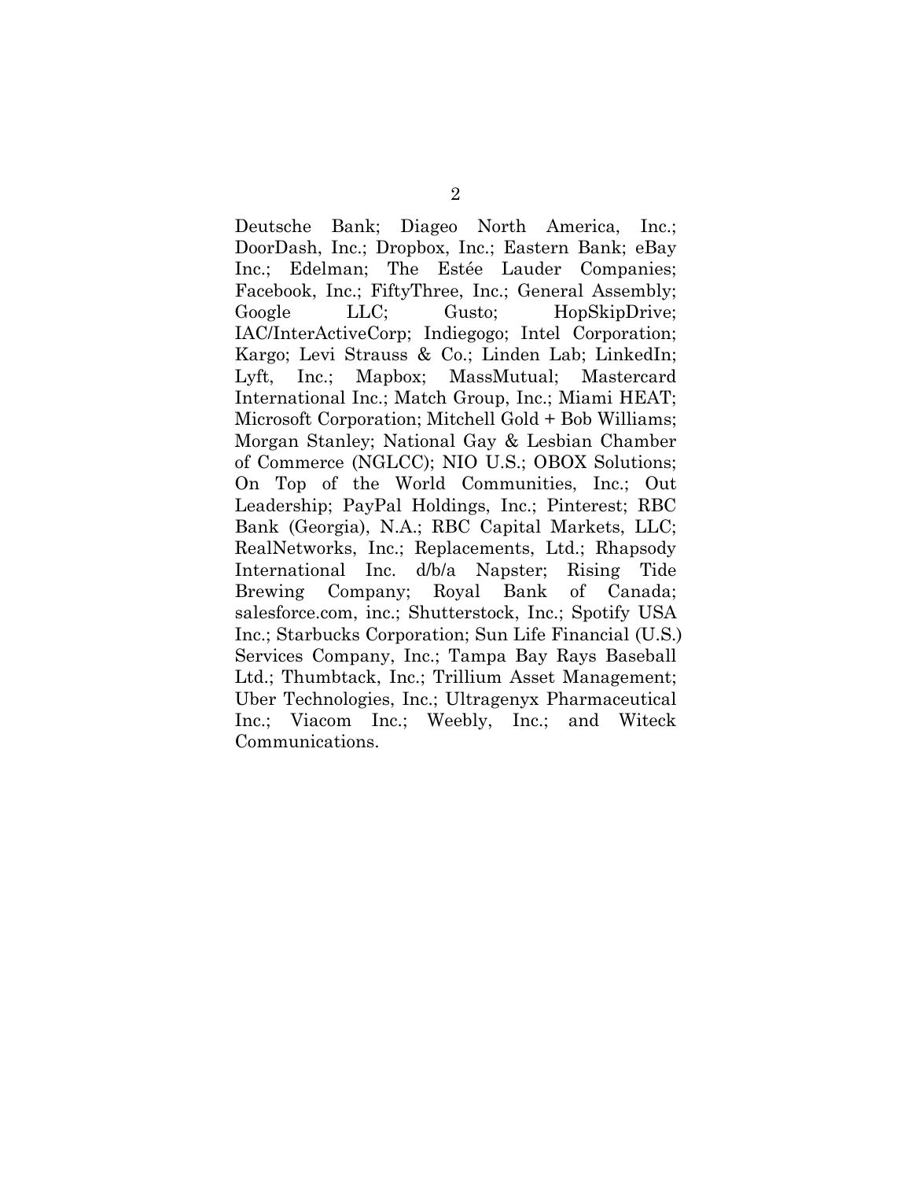Deutsche Bank; Diageo North America, Inc.; DoorDash, Inc.; Dropbox, Inc.; Eastern Bank; eBay Inc.; Edelman; The Estée Lauder Companies; Facebook, Inc.; FiftyThree, Inc.; General Assembly; Google LLC; Gusto; HopSkipDrive; IAC/InterActiveCorp; Indiegogo; Intel Corporation; Kargo; Levi Strauss & Co.; Linden Lab; LinkedIn; Lyft, Inc.; Mapbox; MassMutual; Mastercard International Inc.; Match Group, Inc.; Miami HEAT; Microsoft Corporation; Mitchell Gold + Bob Williams; Morgan Stanley; National Gay & Lesbian Chamber of Commerce (NGLCC); NIO U.S.; OBOX Solutions; On Top of the World Communities, Inc.; Out Leadership; PayPal Holdings, Inc.; Pinterest; RBC Bank (Georgia), N.A.; RBC Capital Markets, LLC; RealNetworks, Inc.; Replacements, Ltd.; Rhapsody International Inc. d/b/a Napster; Rising Tide Brewing Company; Royal Bank of Canada; salesforce.com, inc.; Shutterstock, Inc.; Spotify USA Inc.; Starbucks Corporation; Sun Life Financial (U.S.) Services Company, Inc.; Tampa Bay Rays Baseball Ltd.; Thumbtack, Inc.; Trillium Asset Management; Uber Technologies, Inc.; Ultragenyx Pharmaceutical Inc.; Viacom Inc.; Weebly, Inc.; and Witeck Communications.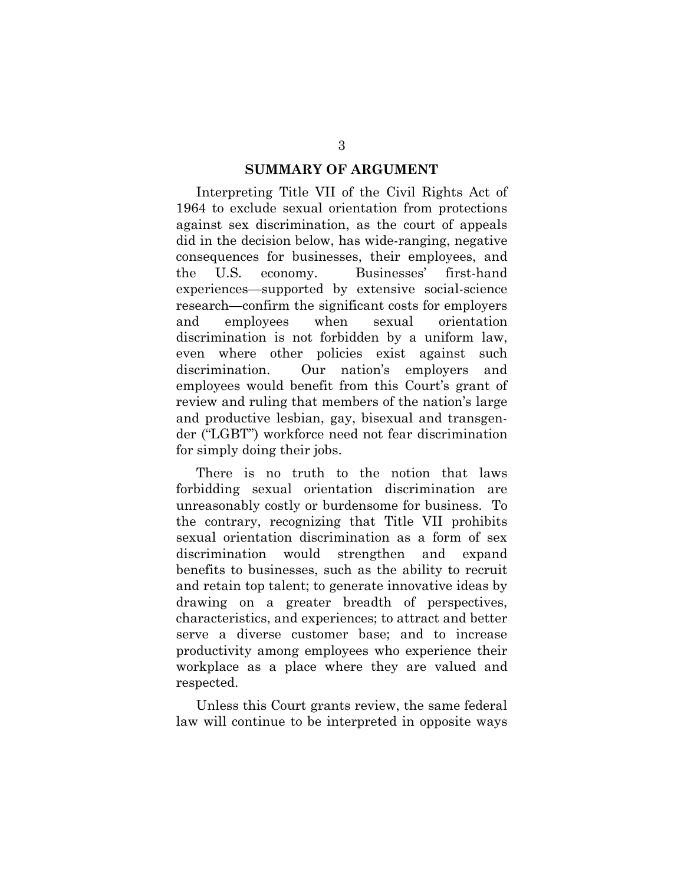## SUMMARY OF ARGUMENT

Interpreting Title VII of the Civil Rights Act of 1964 to exclude sexual orientation from protections against sex discrimination, as the court of appeals did in the decision below, has wide-ranging, negative consequences for businesses, their employees, and the U.S. economy. Businesses' first-hand experiences—supported by extensive social-science research—confirm the significant costs for employers and employees when sexual orientation discrimination is not forbidden by a uniform law, even where other policies exist against such discrimination. Our nation's employers and employees would benefit from this Court's grant of review and ruling that members of the nation's large and productive lesbian, gay, bisexual and transgender ("LGBT") workforce need not fear discrimination for simply doing their jobs.

There is no truth to the notion that laws forbidding sexual orientation discrimination are unreasonably costly or burdensome for business. To the contrary, recognizing that Title VII prohibits sexual orientation discrimination as a form of sex discrimination would strengthen and expand benefits to businesses, such as the ability to recruit and retain top talent; to generate innovative ideas by drawing on a greater breadth of perspectives, characteristics, and experiences; to attract and better serve a diverse customer base; and to increase productivity among employees who experience their workplace as a place where they are valued and respected.

Unless this Court grants review, the same federal law will continue to be interpreted in opposite ways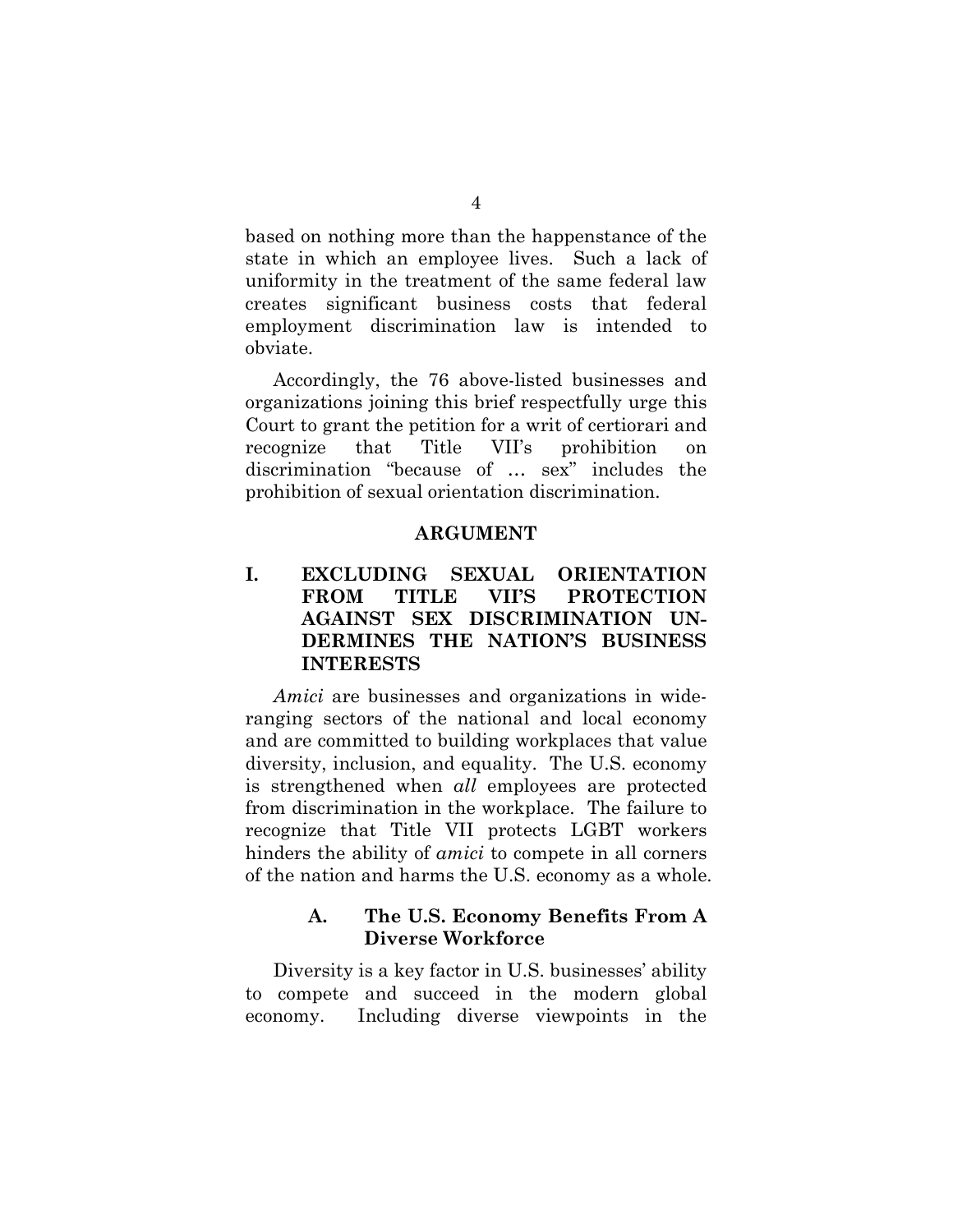based on nothing more than the happenstance of the state in which an employee lives. Such a lack of uniformity in the treatment of the same federal law creates significant business costs that federal employment discrimination law is intended to obviate.

Accordingly, the 76 above-listed businesses and organizations joining this brief respectfully urge this Court to grant the petition for a writ of certiorari and recognize that Title VII's prohibition on discrimination "because of … sex" includes the prohibition of sexual orientation discrimination.

## ARGUMENT

### I. EXCLUDING SEXUAL ORIENTATION FROM TITLE VII'S PROTECTION AGAINST SEX DISCRIMINATION UNDERMINES THE NATION'S BUSINESS INTERESTS

*Amici* are businesses and organizations in wide-ranging sectors of the national and local economy and are committed to building workplaces that value diversity, inclusion, and equality. The U.S. economy is strengthened when *all* employees are protected from discrimination in the workplace. The failure to recognize that Title VII protects LGBT workers hinders the ability of *amici* to compete in all corners of the nation and harms the U.S. economy as a whole.

#### A. The U.S. Economy Benefits From A Diverse Workforce

Diversity is a key factor in U.S. businesses' ability to compete and succeed in the modern global economy. Including diverse viewpoints in the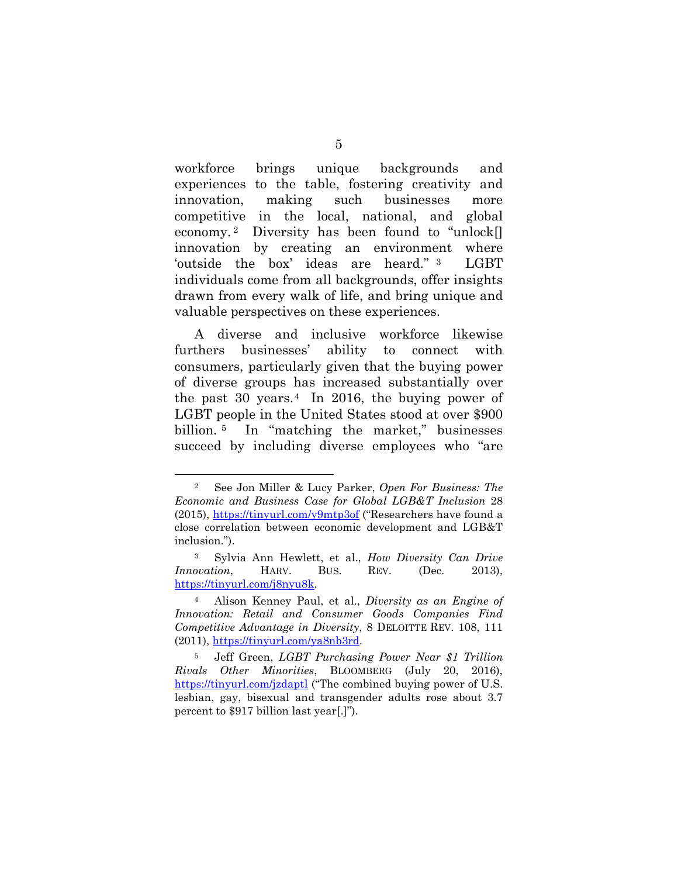workforce brings unique backgrounds and experiences to the table, fostering creativity and innovation, making such businesses more competitive in the local, national, and global economy.[2] Diversity has been found to "unlock[] innovation by creating an environment where 'outside the box' ideas are heard."[3] LGBT individuals come from all backgrounds, offer insights drawn from every walk of life, and bring unique and valuable perspectives on these experiences.

A diverse and inclusive workforce likewise furthers businesses' ability to connect with consumers, particularly given that the buying power of diverse groups has increased substantially over the past 30 years.[4] In 2016, the buying power of LGBT people in the United States stood at over $900 billion.[5] In "matching the market," businesses succeed by including diverse employees who "are

---

[2] See Jon Miller & Lucy Parker, *Open For Business: The Economic and Business Case for Global LGB&T Inclusion* 28 (2015), https://tinyurl.com/y9mtp3of ("Researchers have found a close correlation between economic development and LGB&T inclusion.").

[3] Sylvia Ann Hewlett, et al., *How Diversity Can Drive Innovation*, HARV. BUS. REV. (Dec. 2013), https://tinyurl.com/j8nyu8k.

[4] Alison Kenney Paul, et al., *Diversity as an Engine of Innovation: Retail and Consumer Goods Companies Find Competitive Advantage in Diversity*, 8 DELOITTE REV. 108, 111 (2011), https://tinyurl.com/ya8nb3rd.

[5] Jeff Green, *LGBT Purchasing Power Near $1 Trillion Rivals Other Minorities*, BLOOMBERG (July 20, 2016), https://tinyurl.com/jzdaptl ("The combined buying power of U.S. lesbian, gay, bisexual and transgender adults rose about 3.7 percent to $917 billion last year[.]").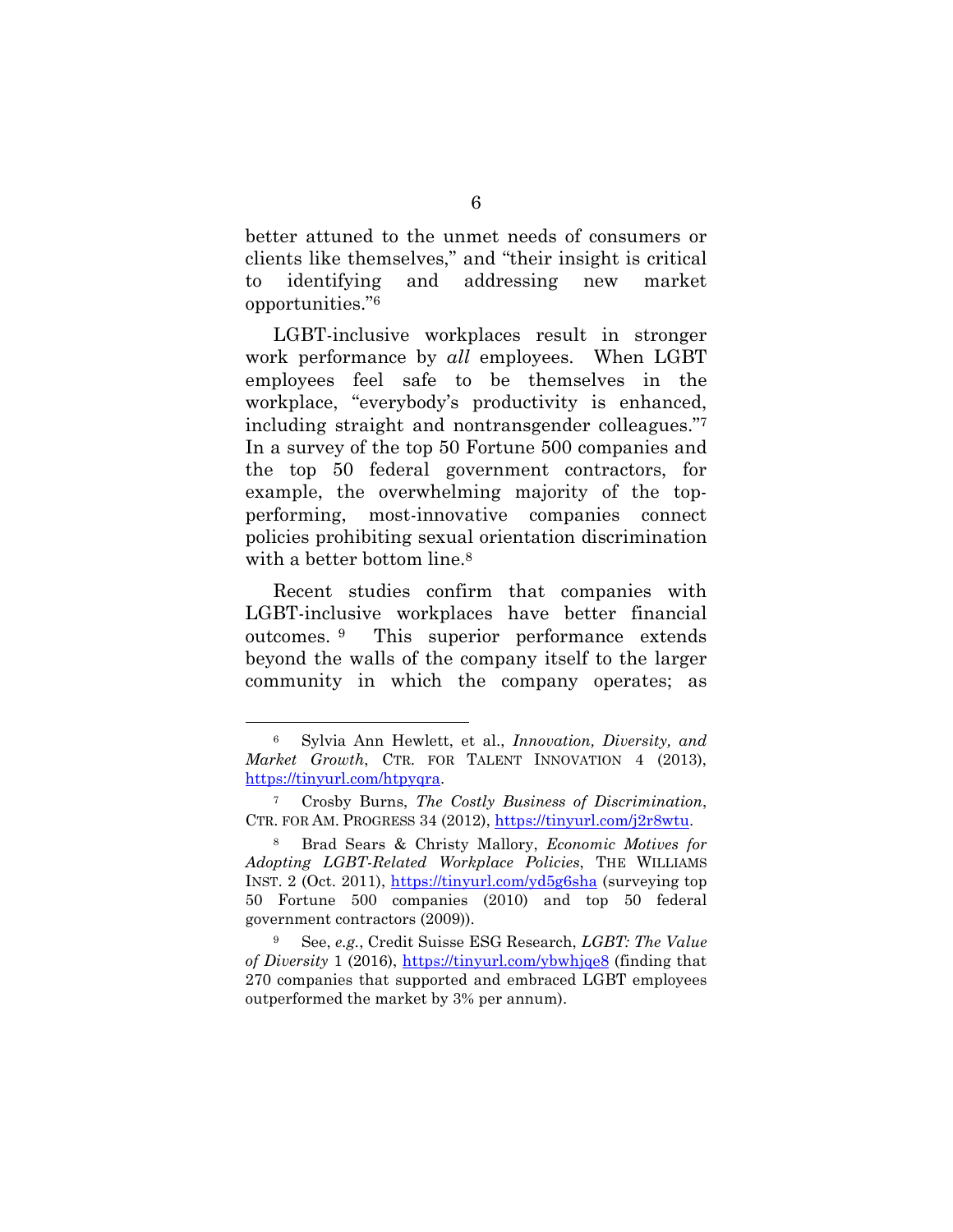better attuned to the unmet needs of consumers or clients like themselves," and "their insight is critical to identifying and addressing new market opportunities."[6]

LGBT-inclusive workplaces result in stronger work performance by *all* employees. When LGBT employees feel safe to be themselves in the workplace, "everybody's productivity is enhanced, including straight and nontransgender colleagues."[7] In a survey of the top 50 Fortune 500 companies and the top 50 federal government contractors, for example, the overwhelming majority of the top-performing, most-innovative companies connect policies prohibiting sexual orientation discrimination with a better bottom line.[8]

Recent studies confirm that companies with LGBT-inclusive workplaces have better financial outcomes.[9] This superior performance extends beyond the walls of the company itself to the larger community in which the company operates; as

---

[6] Sylvia Ann Hewlett, et al., *Innovation, Diversity, and Market Growth*, CTR. FOR TALENT INNOVATION 4 (2013), https://tinyurl.com/htpyqra.

[7] Crosby Burns, *The Costly Business of Discrimination*, CTR. FOR AM. PROGRESS 34 (2012), https://tinyurl.com/j2r8wtu.

[8] Brad Sears & Christy Mallory, *Economic Motives for Adopting LGBT-Related Workplace Policies*, THE WILLIAMS INST. 2 (Oct. 2011), https://tinyurl.com/yd5g6sha (surveying top 50 Fortune 500 companies (2010) and top 50 federal government contractors (2009)).

[9] See, *e.g.*, Credit Suisse ESG Research, *LGBT: The Value of Diversity* 1 (2016), https://tinyurl.com/ybwhjqe8 (finding that 270 companies that supported and embraced LGBT employees outperformed the market by 3% per annum).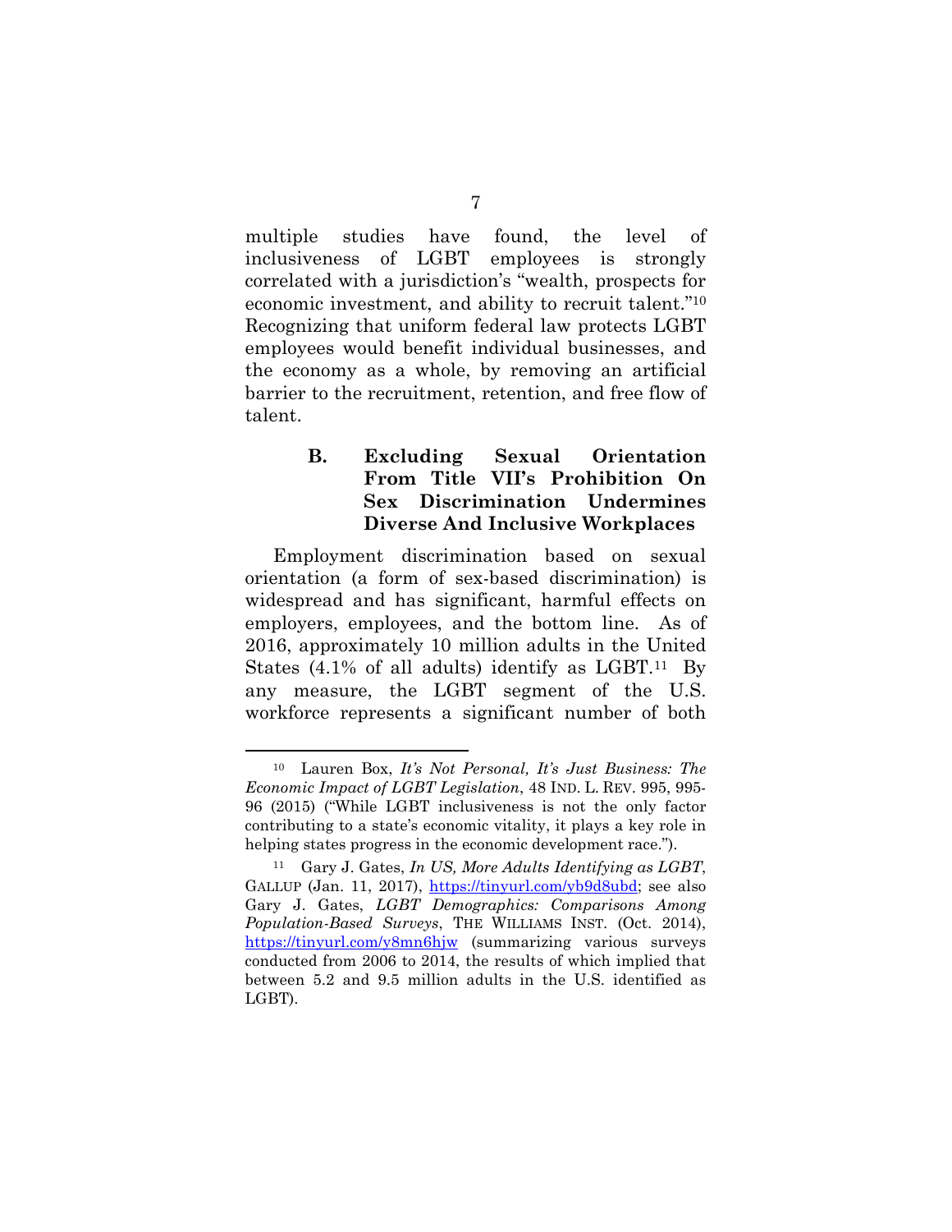multiple studies have found, the level of inclusiveness of LGBT employees is strongly correlated with a jurisdiction's "wealth, prospects for economic investment, and ability to recruit talent."[10] Recognizing that uniform federal law protects LGBT employees would benefit individual businesses, and the economy as a whole, by removing an artificial barrier to the recruitment, retention, and free flow of talent.

### B. Excluding Sexual Orientation From Title VII's Prohibition On Sex Discrimination Undermines Diverse And Inclusive Workplaces

Employment discrimination based on sexual orientation (a form of sex-based discrimination) is widespread and has significant, harmful effects on employers, employees, and the bottom line. As of 2016, approximately 10 million adults in the United States (4.1% of all adults) identify as LGBT.[11] By any measure, the LGBT segment of the U.S. workforce represents a significant number of both

---

[10] Lauren Box, *It's Not Personal, It's Just Business: The Economic Impact of LGBT Legislation*, 48 IND. L. REV. 995, 995-96 (2015) ("While LGBT inclusiveness is not the only factor contributing to a state's economic vitality, it plays a key role in helping states progress in the economic development race.").

[11] Gary J. Gates, *In US, More Adults Identifying as LGBT*, GALLUP (Jan. 11, 2017), https://tinyurl.com/yb9d8ubd; see also Gary J. Gates, *LGBT Demographics: Comparisons Among Population-Based Surveys*, THE WILLIAMS INST. (Oct. 2014), https://tinyurl.com/y8mn6hjw (summarizing various surveys conducted from 2006 to 2014, the results of which implied that between 5.2 and 9.5 million adults in the U.S. identified as LGBT).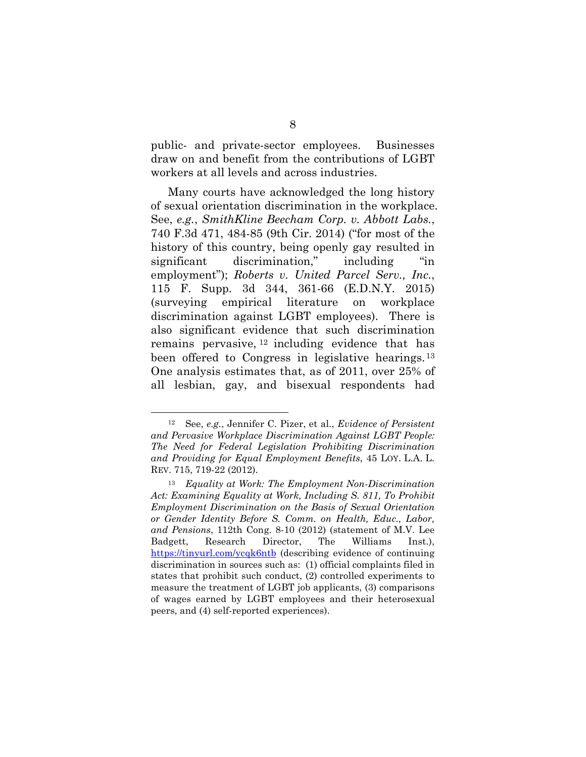public- and private-sector employees. Businesses draw on and benefit from the contributions of LGBT workers at all levels and across industries.

Many courts have acknowledged the long history of sexual orientation discrimination in the workplace. See, *e.g.*, *SmithKline Beecham Corp. v. Abbott Labs.*, 740 F.3d 471, 484-85 (9th Cir. 2014) ("for most of the history of this country, being openly gay resulted in significant discrimination," including "in employment"); *Roberts v. United Parcel Serv., Inc.*, 115 F. Supp. 3d 344, 361-66 (E.D.N.Y. 2015) (surveying empirical literature on workplace discrimination against LGBT employees). There is also significant evidence that such discrimination remains pervasive,[12] including evidence that has been offered to Congress in legislative hearings.[13] One analysis estimates that, as of 2011, over 25% of all lesbian, gay, and bisexual respondents had

---

[12] See, *e.g.*, Jennifer C. Pizer, et al., *Evidence of Persistent and Pervasive Workplace Discrimination Against LGBT People: The Need for Federal Legislation Prohibiting Discrimination and Providing for Equal Employment Benefits*, 45 LOY. L.A. L. REV. 715, 719-22 (2012).

[13] *Equality at Work: The Employment Non-Discrimination Act: Examining Equality at Work, Including S. 811, To Prohibit Employment Discrimination on the Basis of Sexual Orientation or Gender Identity Before S. Comm. on Health, Educ., Labor, and Pensions*, 112th Cong. 8-10 (2012) (statement of M.V. Lee Badgett, Research Director, The Williams Inst.), https://tinyurl.com/ycqk6ntb (describing evidence of continuing discrimination in sources such as: (1) official complaints filed in states that prohibit such conduct, (2) controlled experiments to measure the treatment of LGBT job applicants, (3) comparisons of wages earned by LGBT employees and their heterosexual peers, and (4) self-reported experiences).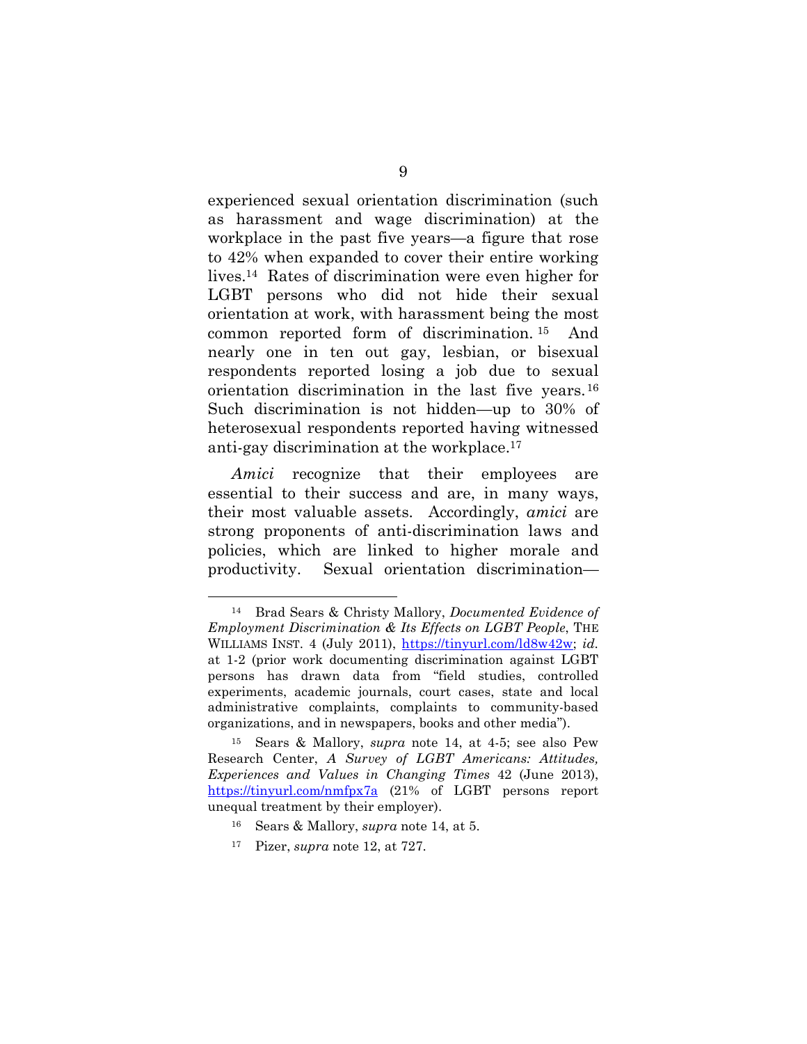experienced sexual orientation discrimination (such as harassment and wage discrimination) at the workplace in the past five years—a figure that rose to 42% when expanded to cover their entire working lives.[14] Rates of discrimination were even higher for LGBT persons who did not hide their sexual orientation at work, with harassment being the most common reported form of discrimination.[15] And nearly one in ten out gay, lesbian, or bisexual respondents reported losing a job due to sexual orientation discrimination in the last five years.[16] Such discrimination is not hidden—up to 30% of heterosexual respondents reported having witnessed anti-gay discrimination at the workplace.[17]

*Amici* recognize that their employees are essential to their success and are, in many ways, their most valuable assets. Accordingly, *amici* are strong proponents of anti-discrimination laws and policies, which are linked to higher morale and productivity. Sexual orientation discrimination—

---

[14] Brad Sears & Christy Mallory, *Documented Evidence of Employment Discrimination & Its Effects on LGBT People*, THE WILLIAMS INST. 4 (July 2011), https://tinyurl.com/ld8w42w; *id.* at 1-2 (prior work documenting discrimination against LGBT persons has drawn data from "field studies, controlled experiments, academic journals, court cases, state and local administrative complaints, complaints to community-based organizations, and in newspapers, books and other media").

[15] Sears & Mallory, *supra* note 14, at 4-5; see also Pew Research Center, *A Survey of LGBT Americans: Attitudes, Experiences and Values in Changing Times* 42 (June 2013), https://tinyurl.com/nmfpx7a (21% of LGBT persons report unequal treatment by their employer).

[16] Sears & Mallory, *supra* note 14, at 5.

[17] Pizer, *supra* note 12, at 727.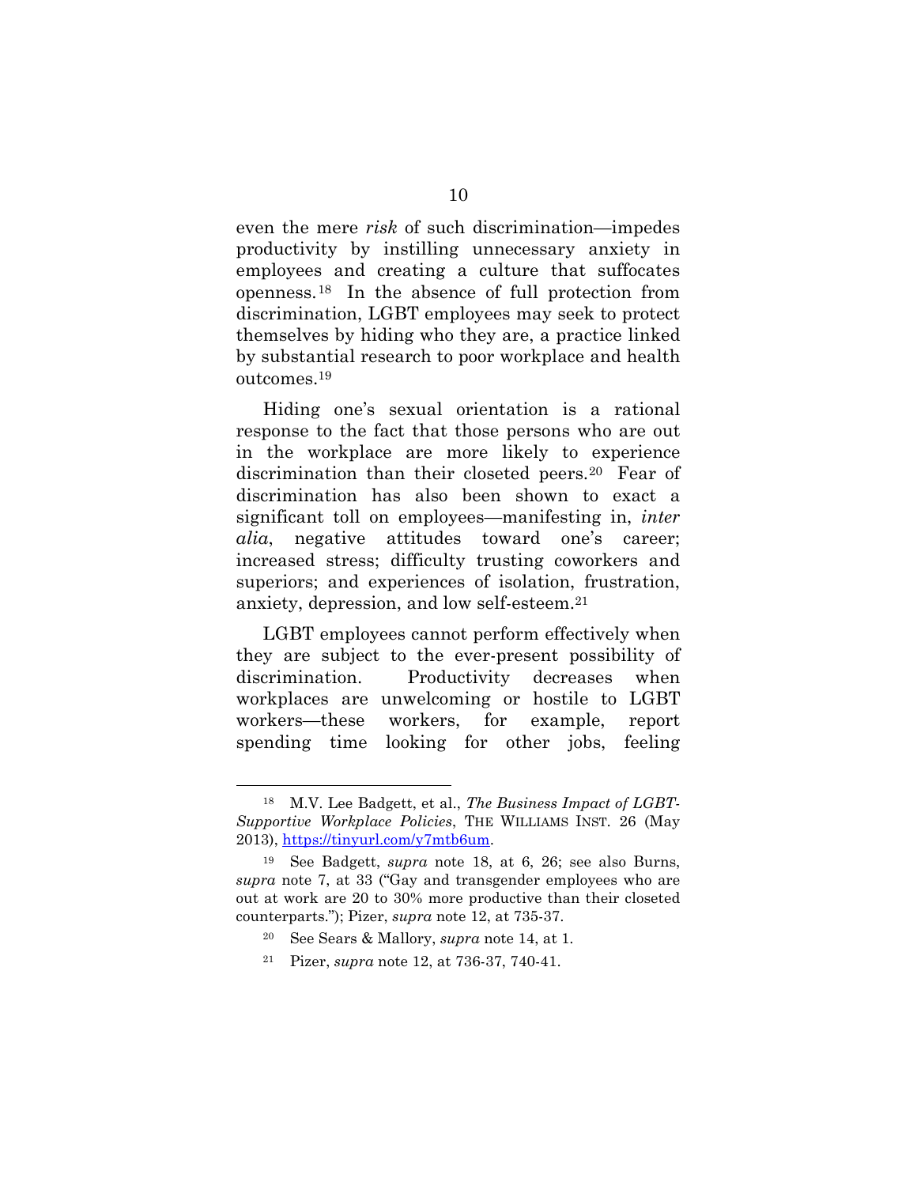even the mere *risk* of such discrimination—impedes productivity by instilling unnecessary anxiety in employees and creating a culture that suffocates openness.[18] In the absence of full protection from discrimination, LGBT employees may seek to protect themselves by hiding who they are, a practice linked by substantial research to poor workplace and health outcomes.[19]

Hiding one's sexual orientation is a rational response to the fact that those persons who are out in the workplace are more likely to experience discrimination than their closeted peers.[20] Fear of discrimination has also been shown to exact a significant toll on employees—manifesting in, *inter alia*, negative attitudes toward one's career; increased stress; difficulty trusting coworkers and superiors; and experiences of isolation, frustration, anxiety, depression, and low self-esteem.[21]

LGBT employees cannot perform effectively when they are subject to the ever-present possibility of discrimination. Productivity decreases when workplaces are unwelcoming or hostile to LGBT workers—these workers, for example, report spending time looking for other jobs, feeling

---

[18] M.V. Lee Badgett, et al., *The Business Impact of LGBT-Supportive Workplace Policies*, THE WILLIAMS INST. 26 (May 2013), https://tinyurl.com/y7mtb6um.

[19] See Badgett, *supra* note 18, at 6, 26; see also Burns, *supra* note 7, at 33 ("Gay and transgender employees who are out at work are 20 to 30% more productive than their closeted counterparts."); Pizer, *supra* note 12, at 735-37.

[20] See Sears & Mallory, *supra* note 14, at 1.

[21] Pizer, *supra* note 12, at 736-37, 740-41.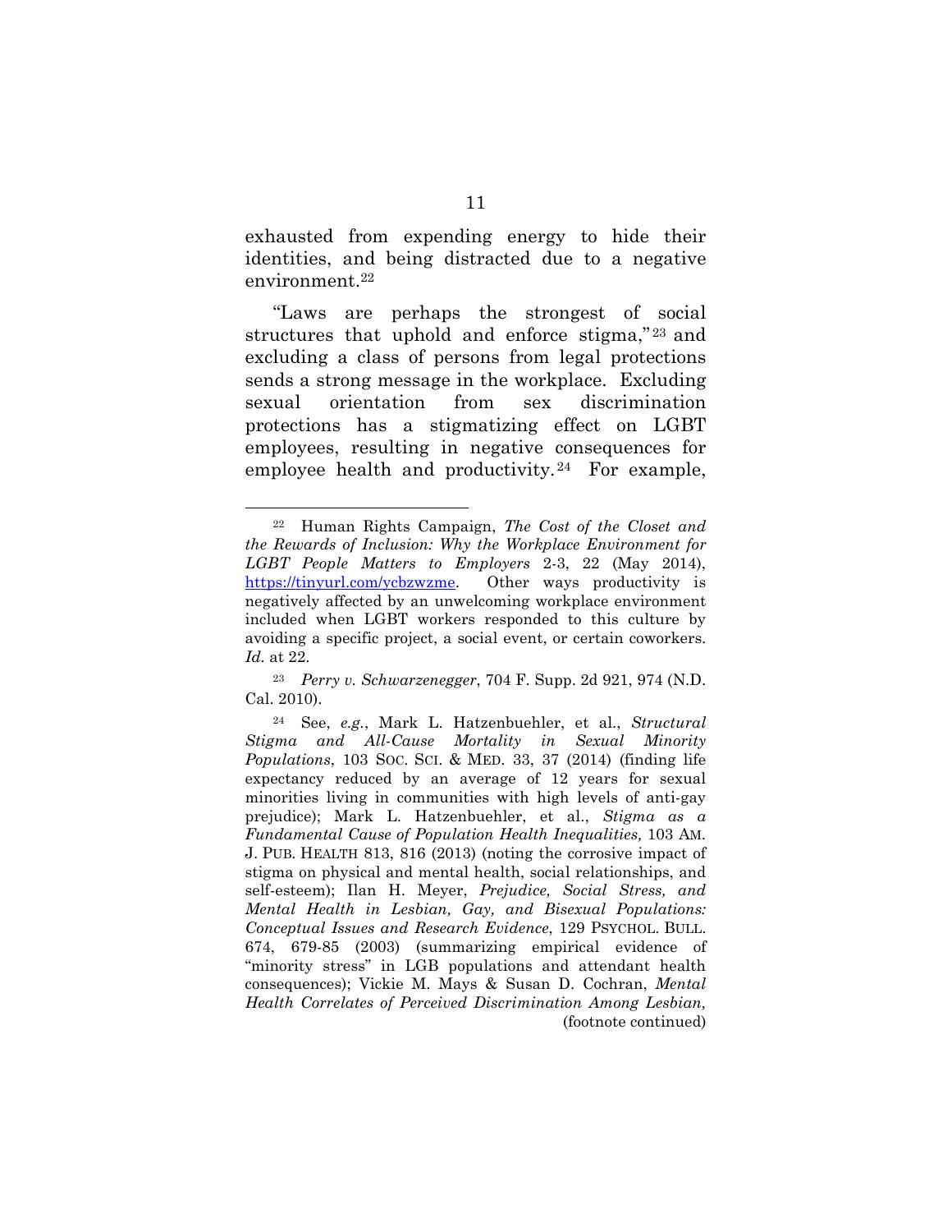exhausted from expending energy to hide their identities, and being distracted due to a negative environment.[22]

"Laws are perhaps the strongest of social structures that uphold and enforce stigma,"[23] and excluding a class of persons from legal protections sends a strong message in the workplace. Excluding sexual orientation from sex discrimination protections has a stigmatizing effect on LGBT employees, resulting in negative consequences for employee health and productivity.[24] For example,

---

[22] Human Rights Campaign, *The Cost of the Closet and the Rewards of Inclusion: Why the Workplace Environment for LGBT People Matters to Employers* 2-3, 22 (May 2014), https://tinyurl.com/ycbzwzme. Other ways productivity is negatively affected by an unwelcoming workplace environment included when LGBT workers responded to this culture by avoiding a specific project, a social event, or certain coworkers. *Id.* at 22.

[23] *Perry v. Schwarzenegger*, 704 F. Supp. 2d 921, 974 (N.D. Cal. 2010).

[24] See, *e.g.*, Mark L. Hatzenbuehler, et al., *Structural Stigma and All-Cause Mortality in Sexual Minority Populations*, 103 SOC. SCI. & MED. 33, 37 (2014) (finding life expectancy reduced by an average of 12 years for sexual minorities living in communities with high levels of anti-gay prejudice); Mark L. Hatzenbuehler, et al., *Stigma as a Fundamental Cause of Population Health Inequalities,* 103 AM. J. PUB. HEALTH 813, 816 (2013) (noting the corrosive impact of stigma on physical and mental health, social relationships, and self-esteem); Ilan H. Meyer, *Prejudice, Social Stress, and Mental Health in Lesbian, Gay, and Bisexual Populations: Conceptual Issues and Research Evidence*, 129 PSYCHOL. BULL. 674, 679-85 (2003) (summarizing empirical evidence of "minority stress" in LGB populations and attendant health consequences); Vickie M. Mays & Susan D. Cochran, *Mental Health Correlates of Perceived Discrimination Among Lesbian,* (footnote continued)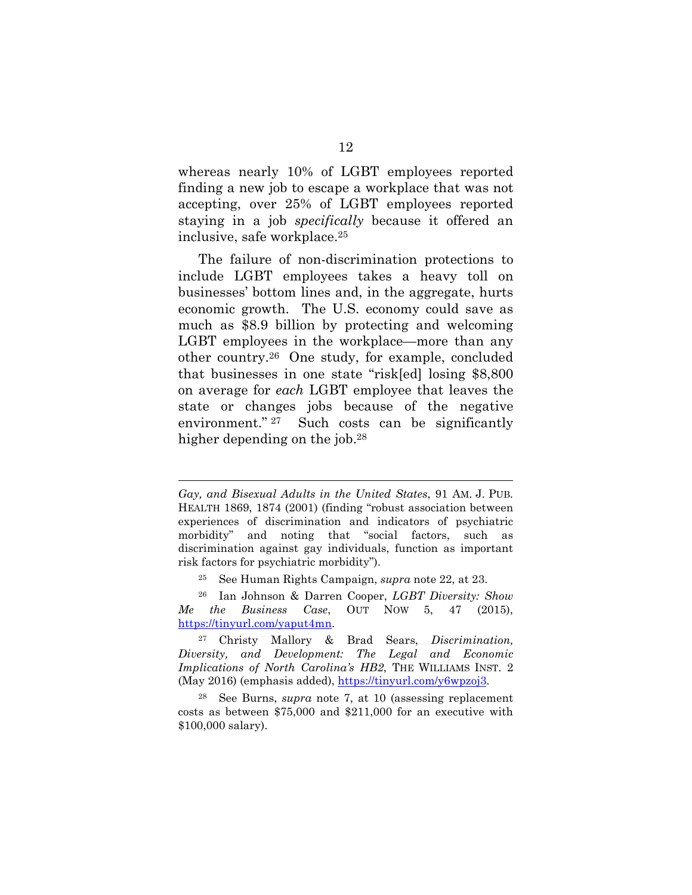whereas nearly 10% of LGBT employees reported finding a new job to escape a workplace that was not accepting, over 25% of LGBT employees reported staying in a job *specifically* because it offered an inclusive, safe workplace.[25]

The failure of non-discrimination protections to include LGBT employees takes a heavy toll on businesses' bottom lines and, in the aggregate, hurts economic growth. The U.S. economy could save as much as $8.9 billion by protecting and welcoming LGBT employees in the workplace—more than any other country.[26] One study, for example, concluded that businesses in one state "risk[ed] losing $8,800 on average for *each* LGBT employee that leaves the state or changes jobs because of the negative environment."[27] Such costs can be significantly higher depending on the job.[28]

---

*Gay, and Bisexual Adults in the United States*, 91 AM. J. PUB. HEALTH 1869, 1874 (2001) (finding "robust association between experiences of discrimination and indicators of psychiatric morbidity" and noting that "social factors, such as discrimination against gay individuals, function as important risk factors for psychiatric morbidity").

[25] See Human Rights Campaign, *supra* note 22, at 23.

[26] Ian Johnson & Darren Cooper, *LGBT Diversity: Show Me the Business Case*, OUT NOW 5, 47 (2015), https://tinyurl.com/yaput4mn.

[27] Christy Mallory & Brad Sears, *Discrimination, Diversity, and Development: The Legal and Economic Implications of North Carolina's HB2*, THE WILLIAMS INST. 2 (May 2016) (emphasis added), https://tinyurl.com/y6wpzoj3.

[28] See Burns, *supra* note 7, at 10 (assessing replacement costs as between $75,000 and $211,000 for an executive with $100,000 salary).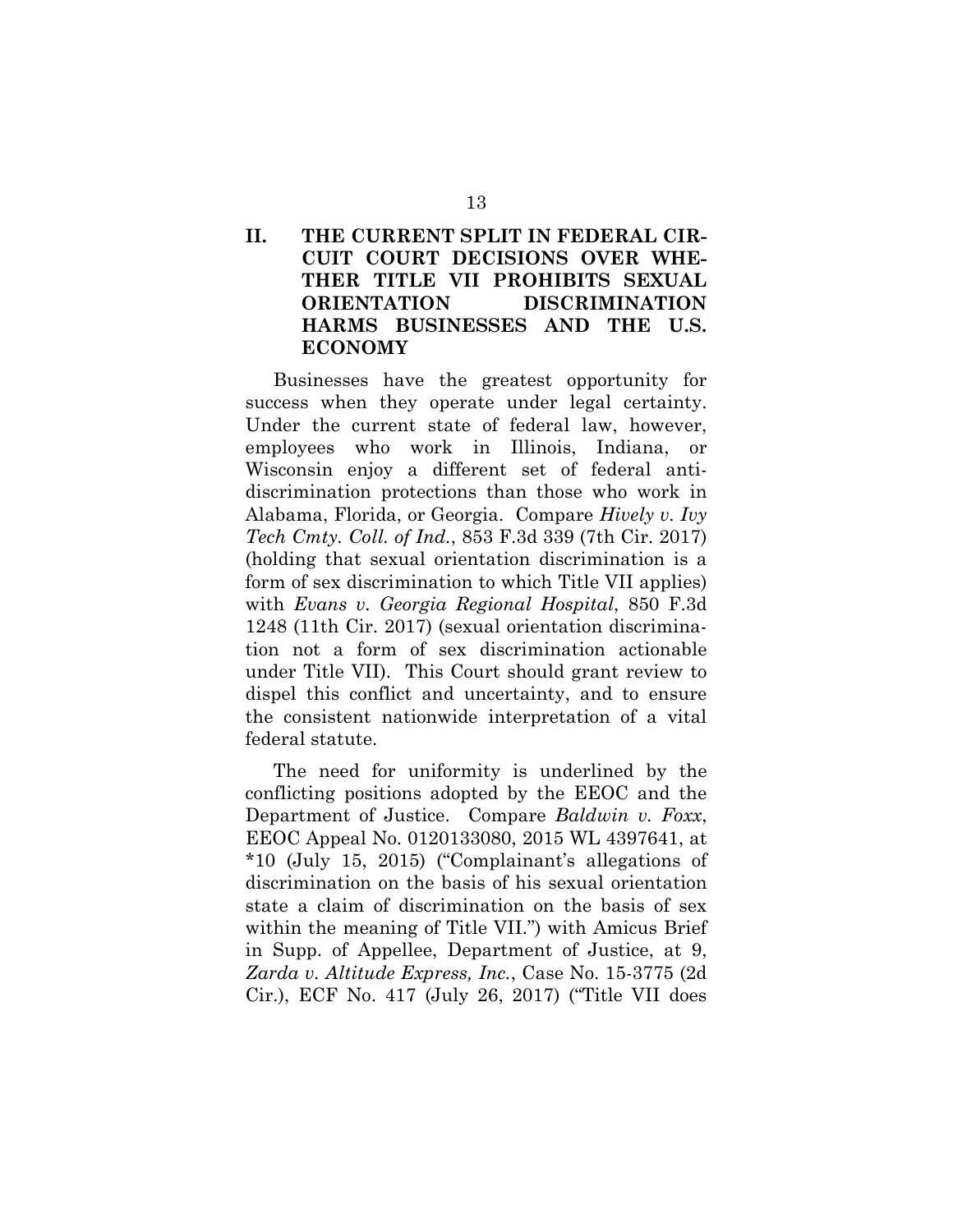## II. THE CURRENT SPLIT IN FEDERAL CIRCUIT COURT DECISIONS OVER WHETHER TITLE VII PROHIBITS SEXUAL ORIENTATION DISCRIMINATION HARMS BUSINESSES AND THE U.S. ECONOMY

Businesses have the greatest opportunity for success when they operate under legal certainty. Under the current state of federal law, however, employees who work in Illinois, Indiana, or Wisconsin enjoy a different set of federal anti-discrimination protections than those who work in Alabama, Florida, or Georgia. Compare *Hively v. Ivy Tech Cmty. Coll. of Ind.*, 853 F.3d 339 (7th Cir. 2017) (holding that sexual orientation discrimination is a form of sex discrimination to which Title VII applies) with *Evans v. Georgia Regional Hospital*, 850 F.3d 1248 (11th Cir. 2017) (sexual orientation discrimination not a form of sex discrimination actionable under Title VII). This Court should grant review to dispel this conflict and uncertainty, and to ensure the consistent nationwide interpretation of a vital federal statute.

The need for uniformity is underlined by the conflicting positions adopted by the EEOC and the Department of Justice. Compare *Baldwin v. Foxx*, EEOC Appeal No. 0120133080, 2015 WL 4397641, at *10 (July 15, 2015) ("Complainant's allegations of discrimination on the basis of his sexual orientation state a claim of discrimination on the basis of sex within the meaning of Title VII.") with Amicus Brief in Supp. of Appellee, Department of Justice, at 9, *Zarda v. Altitude Express, Inc.*, Case No. 15-3775 (2d Cir.), ECF No. 417 (July 26, 2017) ("Title VII does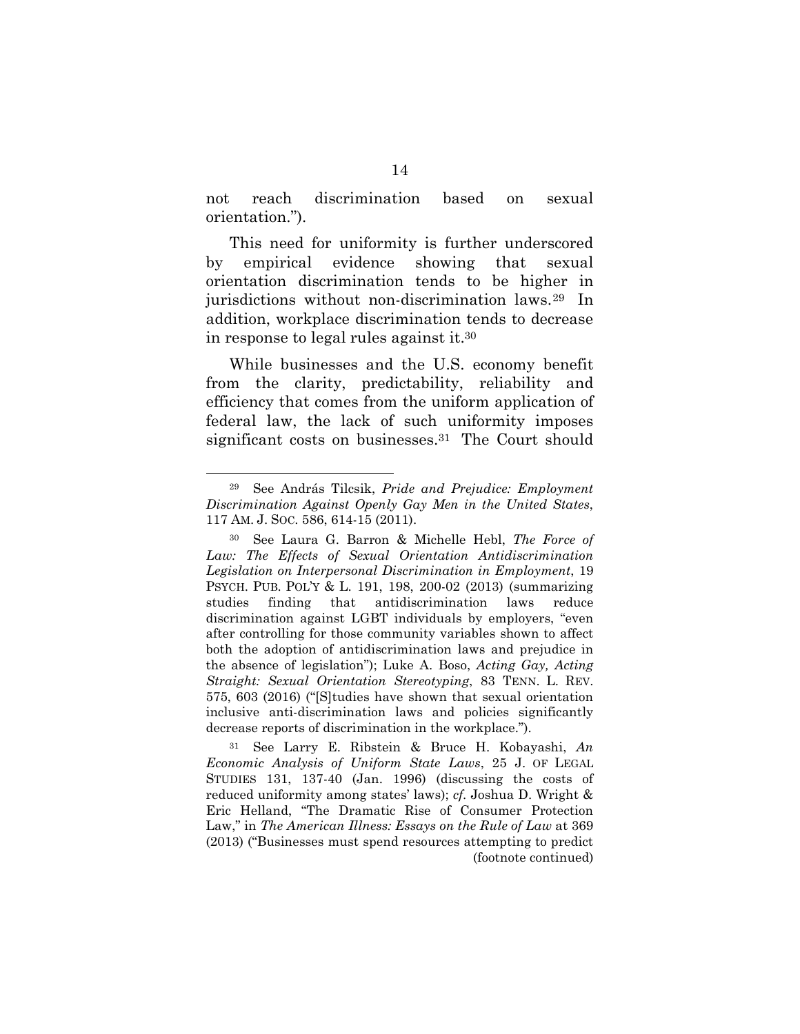not reach discrimination based on sexual orientation.").

This need for uniformity is further underscored by empirical evidence showing that sexual orientation discrimination tends to be higher in jurisdictions without non-discrimination laws.[29] In addition, workplace discrimination tends to decrease in response to legal rules against it.[30]

While businesses and the U.S. economy benefit from the clarity, predictability, reliability and efficiency that comes from the uniform application of federal law, the lack of such uniformity imposes significant costs on businesses.[31] The Court should

---

[29] See András Tilcsik, *Pride and Prejudice: Employment Discrimination Against Openly Gay Men in the United States*, 117 AM. J. SOC. 586, 614-15 (2011).

[30] See Laura G. Barron & Michelle Hebl, *The Force of Law: The Effects of Sexual Orientation Antidiscrimination Legislation on Interpersonal Discrimination in Employment*, 19 PSYCH. PUB. POL'Y & L. 191, 198, 200-02 (2013) (summarizing studies finding that antidiscrimination laws reduce discrimination against LGBT individuals by employers, "even after controlling for those community variables shown to affect both the adoption of antidiscrimination laws and prejudice in the absence of legislation"); Luke A. Boso, *Acting Gay, Acting Straight: Sexual Orientation Stereotyping*, 83 TENN. L. REV. 575, 603 (2016) ("[S]tudies have shown that sexual orientation inclusive anti-discrimination laws and policies significantly decrease reports of discrimination in the workplace.").

[31] See Larry E. Ribstein & Bruce H. Kobayashi, *An Economic Analysis of Uniform State Laws*, 25 J. OF LEGAL STUDIES 131, 137-40 (Jan. 1996) (discussing the costs of reduced uniformity among states' laws); *cf.* Joshua D. Wright & Eric Helland, "The Dramatic Rise of Consumer Protection Law," in *The American Illness: Essays on the Rule of Law* at 369 (2013) ("Businesses must spend resources attempting to predict

(footnote continued)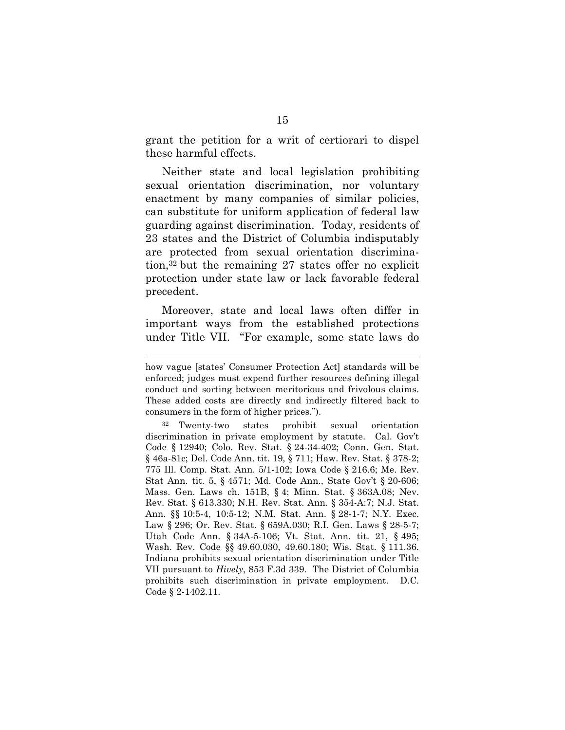grant the petition for a writ of certiorari to dispel these harmful effects.

Neither state and local legislation prohibiting sexual orientation discrimination, nor voluntary enactment by many companies of similar policies, can substitute for uniform application of federal law guarding against discrimination. Today, residents of 23 states and the District of Columbia indisputably are protected from sexual orientation discrimination,[32] but the remaining 27 states offer no explicit protection under state law or lack favorable federal precedent.

Moreover, state and local laws often differ in important ways from the established protections under Title VII. "For example, some state laws do

---

how vague [states' Consumer Protection Act] standards will be enforced; judges must expend further resources defining illegal conduct and sorting between meritorious and frivolous claims. These added costs are directly and indirectly filtered back to consumers in the form of higher prices.").

[32] Twenty-two states prohibit sexual orientation discrimination in private employment by statute. Cal. Gov't Code § 12940; Colo. Rev. Stat. § 24-34-402; Conn. Gen. Stat. § 46a-81c; Del. Code Ann. tit. 19, § 711; Haw. Rev. Stat. § 378-2; 775 Ill. Comp. Stat. Ann. 5/1-102; Iowa Code § 216.6; Me. Rev. Stat Ann. tit. 5, § 4571; Md. Code Ann., State Gov't § 20-606; Mass. Gen. Laws ch. 151B, § 4; Minn. Stat. § 363A.08; Nev. Rev. Stat. § 613.330; N.H. Rev. Stat. Ann. § 354-A:7; N.J. Stat. Ann. §§ 10:5-4, 10:5-12; N.M. Stat. Ann. § 28-1-7; N.Y. Exec. Law § 296; Or. Rev. Stat. § 659A.030; R.I. Gen. Laws § 28-5-7; Utah Code Ann. § 34A-5-106; Vt. Stat. Ann. tit. 21, § 495; Wash. Rev. Code §§ 49.60.030, 49.60.180; Wis. Stat. § 111.36. Indiana prohibits sexual orientation discrimination under Title VII pursuant to *Hively*, 853 F.3d 339. The District of Columbia prohibits such discrimination in private employment. D.C. Code § 2-1402.11.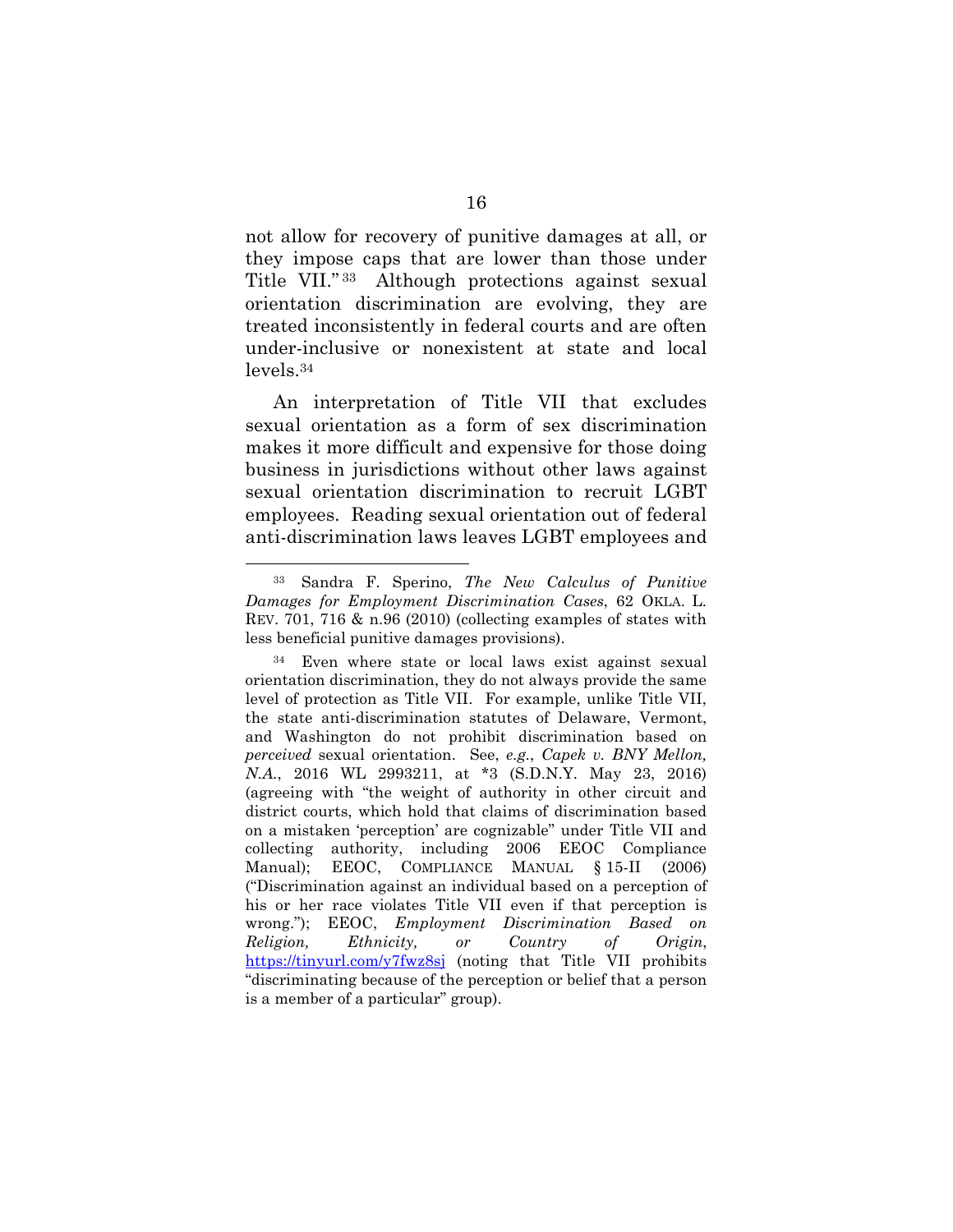not allow for recovery of punitive damages at all, or they impose caps that are lower than those under Title VII."[33] Although protections against sexual orientation discrimination are evolving, they are treated inconsistently in federal courts and are often under-inclusive or nonexistent at state and local levels.[34]

An interpretation of Title VII that excludes sexual orientation as a form of sex discrimination makes it more difficult and expensive for those doing business in jurisdictions without other laws against sexual orientation discrimination to recruit LGBT employees. Reading sexual orientation out of federal anti-discrimination laws leaves LGBT employees and

---

[33] Sandra F. Sperino, *The New Calculus of Punitive Damages for Employment Discrimination Cases*, 62 OKLA. L. REV. 701, 716 & n.96 (2010) (collecting examples of states with less beneficial punitive damages provisions).

[34] Even where state or local laws exist against sexual orientation discrimination, they do not always provide the same level of protection as Title VII. For example, unlike Title VII, the state anti-discrimination statutes of Delaware, Vermont, and Washington do not prohibit discrimination based on *perceived* sexual orientation. See, *e.g.*, *Capek v. BNY Mellon, N.A.*, 2016 WL 2993211, at *3 (S.D.N.Y. May 23, 2016) (agreeing with "the weight of authority in other circuit and district courts, which hold that claims of discrimination based on a mistaken 'perception' are cognizable" under Title VII and collecting authority, including 2006 EEOC Compliance Manual); EEOC, COMPLIANCE MANUAL § 15-II (2006) ("Discrimination against an individual based on a perception of his or her race violates Title VII even if that perception is wrong."); EEOC, *Employment Discrimination Based on Religion, Ethnicity, or Country of Origin*, https://tinyurl.com/y7fwz8sj (noting that Title VII prohibits "discriminating because of the perception or belief that a person is a member of a particular" group).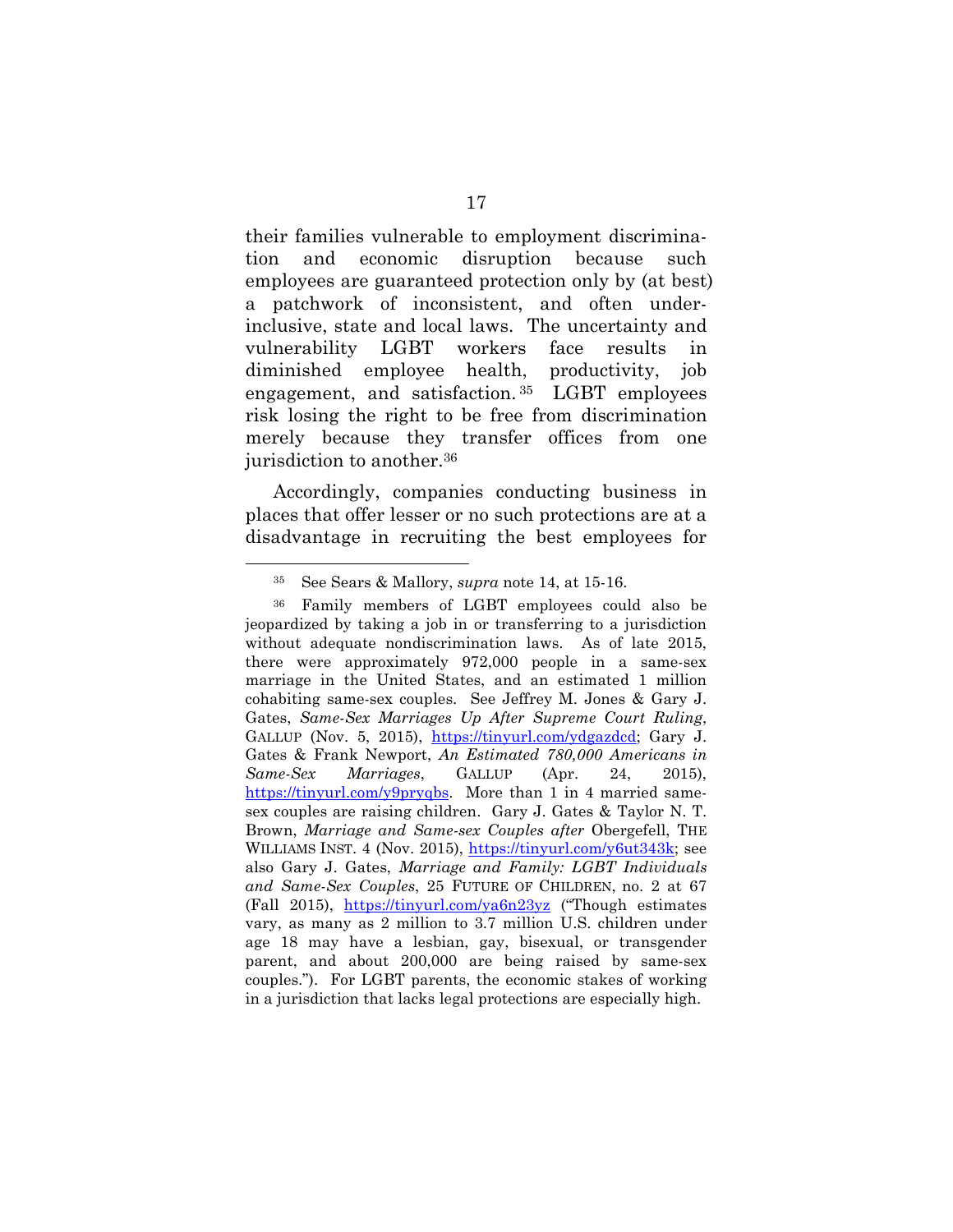their families vulnerable to employment discrimination and economic disruption because such employees are guaranteed protection only by (at best) a patchwork of inconsistent, and often under-inclusive, state and local laws. The uncertainty and vulnerability LGBT workers face results in diminished employee health, productivity, job engagement, and satisfaction.[35] LGBT employees risk losing the right to be free from discrimination merely because they transfer offices from one jurisdiction to another.[36]

Accordingly, companies conducting business in places that offer lesser or no such protections are at a disadvantage in recruiting the best employees for

---

[35] See Sears & Mallory, *supra* note 14, at 15-16.

[36] Family members of LGBT employees could also be jeopardized by taking a job in or transferring to a jurisdiction without adequate nondiscrimination laws. As of late 2015, there were approximately 972,000 people in a same-sex marriage in the United States, and an estimated 1 million cohabiting same-sex couples. See Jeffrey M. Jones & Gary J. Gates, *Same-Sex Marriages Up After Supreme Court Ruling*, GALLUP (Nov. 5, 2015), https://tinyurl.com/ydgazdcd; Gary J. Gates & Frank Newport, *An Estimated 780,000 Americans in Same-Sex Marriages*, GALLUP (Apr. 24, 2015), https://tinyurl.com/y9pryqbs. More than 1 in 4 married same-sex couples are raising children. Gary J. Gates & Taylor N. T. Brown, *Marriage and Same-sex Couples after* Obergefell, THE WILLIAMS INST. 4 (Nov. 2015), https://tinyurl.com/y6ut343k; see also Gary J. Gates, *Marriage and Family: LGBT Individuals and Same-Sex Couples*, 25 FUTURE OF CHILDREN, no. 2 at 67 (Fall 2015), https://tinyurl.com/ya6n23yz ("Though estimates vary, as many as 2 million to 3.7 million U.S. children under age 18 may have a lesbian, gay, bisexual, or transgender parent, and about 200,000 are being raised by same-sex couples."). For LGBT parents, the economic stakes of working in a jurisdiction that lacks legal protections are especially high.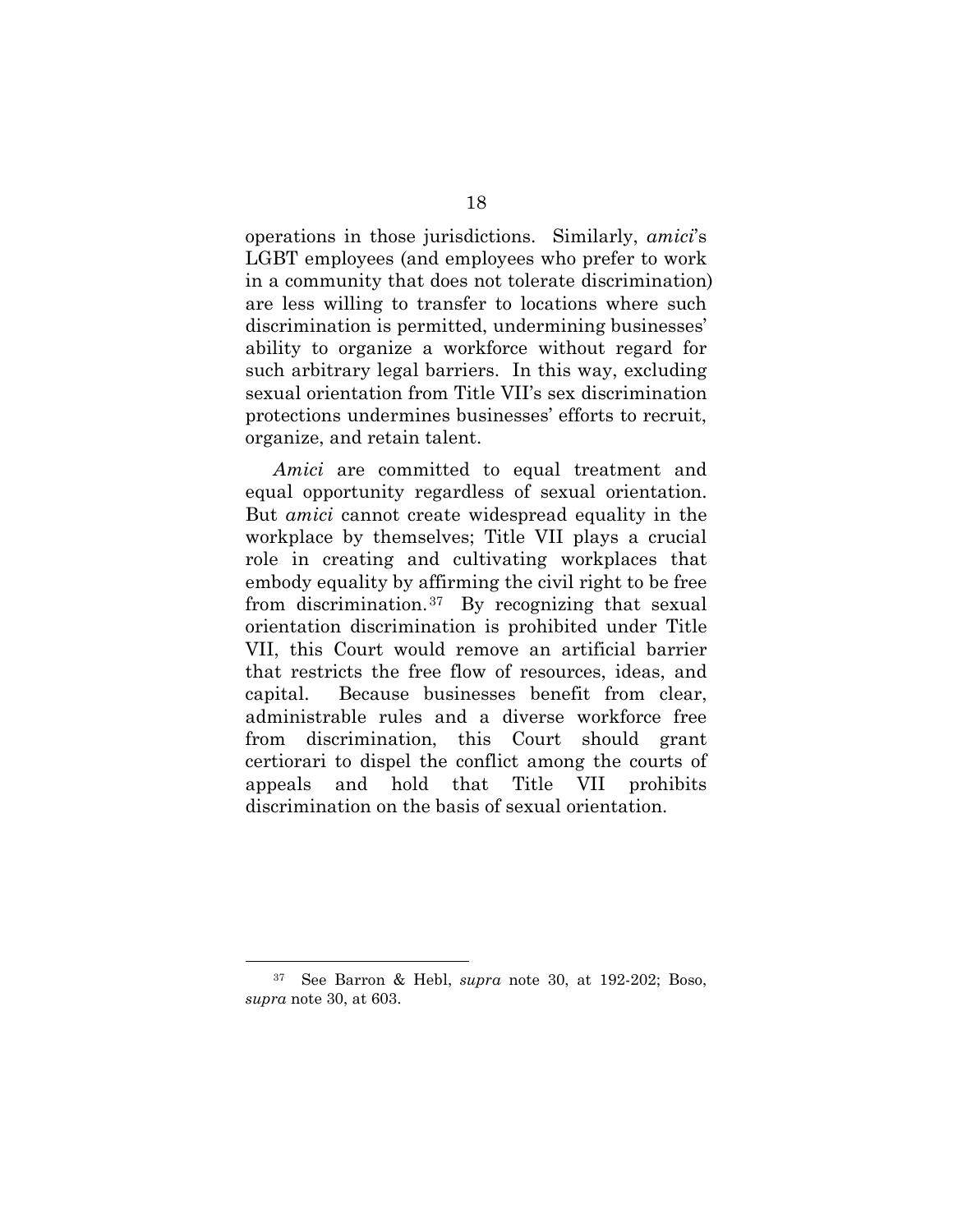operations in those jurisdictions. Similarly, *amici*'s LGBT employees (and employees who prefer to work in a community that does not tolerate discrimination) are less willing to transfer to locations where such discrimination is permitted, undermining businesses' ability to organize a workforce without regard for such arbitrary legal barriers. In this way, excluding sexual orientation from Title VII's sex discrimination protections undermines businesses' efforts to recruit, organize, and retain talent.

*Amici* are committed to equal treatment and equal opportunity regardless of sexual orientation. But *amici* cannot create widespread equality in the workplace by themselves; Title VII plays a crucial role in creating and cultivating workplaces that embody equality by affirming the civil right to be free from discrimination.[37] By recognizing that sexual orientation discrimination is prohibited under Title VII, this Court would remove an artificial barrier that restricts the free flow of resources, ideas, and capital. Because businesses benefit from clear, administrable rules and a diverse workforce free from discrimination, this Court should grant certiorari to dispel the conflict among the courts of appeals and hold that Title VII prohibits discrimination on the basis of sexual orientation.

---

[37] See Barron & Hebl, *supra* note 30, at 192-202; Boso, *supra* note 30, at 603.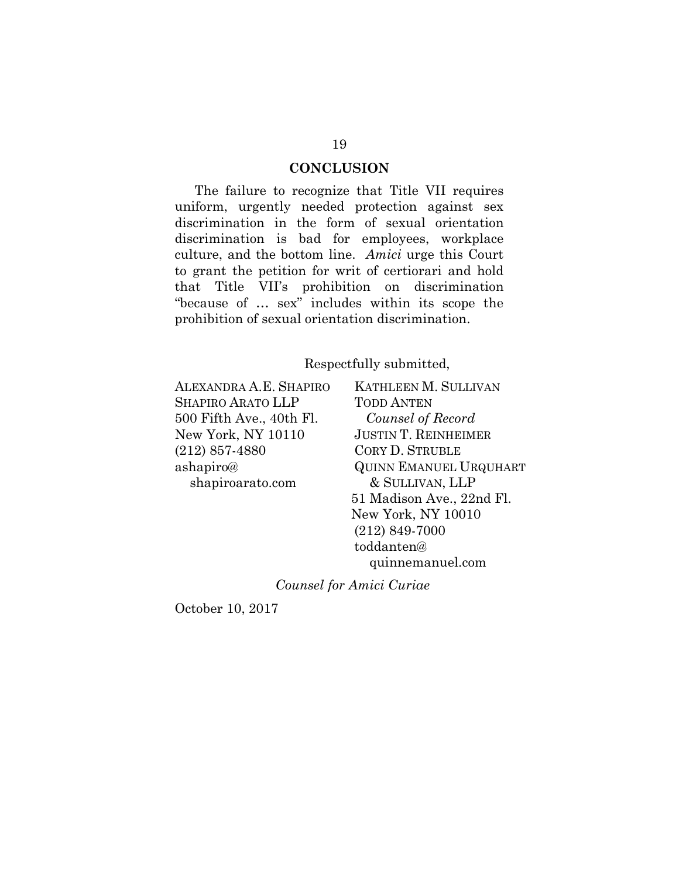## CONCLUSION

The failure to recognize that Title VII requires uniform, urgently needed protection against sex discrimination in the form of sexual orientation discrimination is bad for employees, workplace culture, and the bottom line. *Amici* urge this Court to grant the petition for writ of certiorari and hold that Title VII's prohibition on discrimination "because of … sex" includes within its scope the prohibition of sexual orientation discrimination.

Respectfully submitted,

ALEXANDRA A.E. SHAPIRO
SHAPIRO ARATO LLP
500 Fifth Ave., 40th Fl.
New York, NY 10110
(212) 857-4880
ashapiro@shapiroarato.com

KATHLEEN M. SULLIVAN
TODD ANTEN
*Counsel of Record*
JUSTIN T. REINHEIMER
CORY D. STRUBLE
QUINN EMANUEL URQUHART & SULLIVAN, LLP
51 Madison Ave., 22nd Fl.
New York, NY 10010
(212) 849-7000
toddanten@quinnemanuel.com

*Counsel for Amici Curiae*

October 10, 2017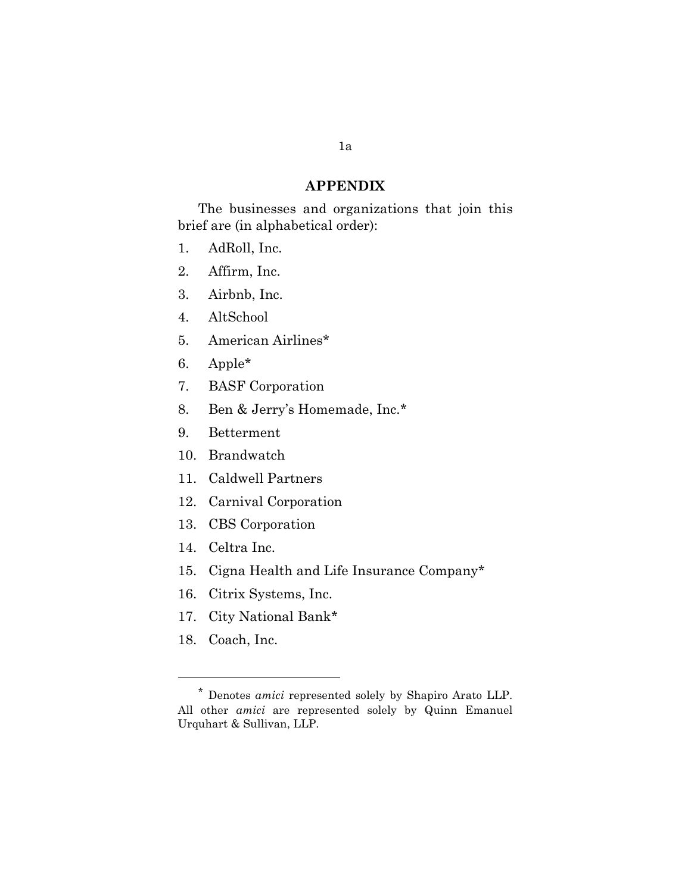## APPENDIX

The businesses and organizations that join this brief are (in alphabetical order):

1. AdRoll, Inc.
2. Affirm, Inc.
3. Airbnb, Inc.
4. AltSchool
5. American Airlines*
6. Apple*
7. BASF Corporation
8. Ben & Jerry's Homemade, Inc.*
9. Betterment
10. Brandwatch
11. Caldwell Partners
12. Carnival Corporation
13. CBS Corporation
14. Celtra Inc.
15. Cigna Health and Life Insurance Company*
16. Citrix Systems, Inc.
17. City National Bank*
18. Coach, Inc.

---

* Denotes *amici* represented solely by Shapiro Arato LLP. All other *amici* are represented solely by Quinn Emanuel Urquhart & Sullivan, LLP.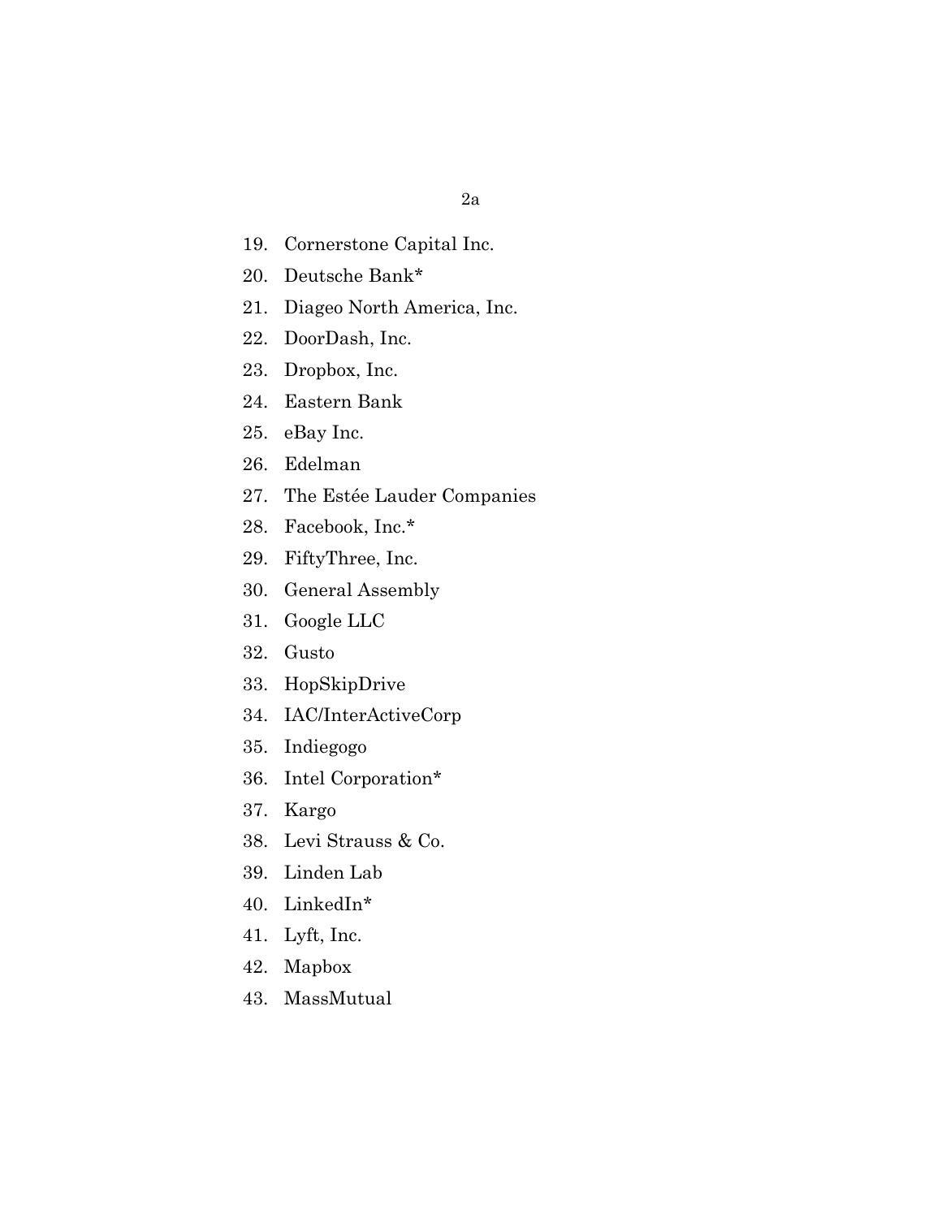19. Cornerstone Capital Inc.
20. Deutsche Bank*
21. Diageo North America, Inc.
22. DoorDash, Inc.
23. Dropbox, Inc.
24. Eastern Bank
25. eBay Inc.
26. Edelman
27. The Estée Lauder Companies
28. Facebook, Inc.*
29. FiftyThree, Inc.
30. General Assembly
31. Google LLC
32. Gusto
33. HopSkipDrive
34. IAC/InterActiveCorp
35. Indiegogo
36. Intel Corporation*
37. Kargo
38. Levi Strauss & Co.
39. Linden Lab
40. LinkedIn*
41. Lyft, Inc.
42. Mapbox
43. MassMutual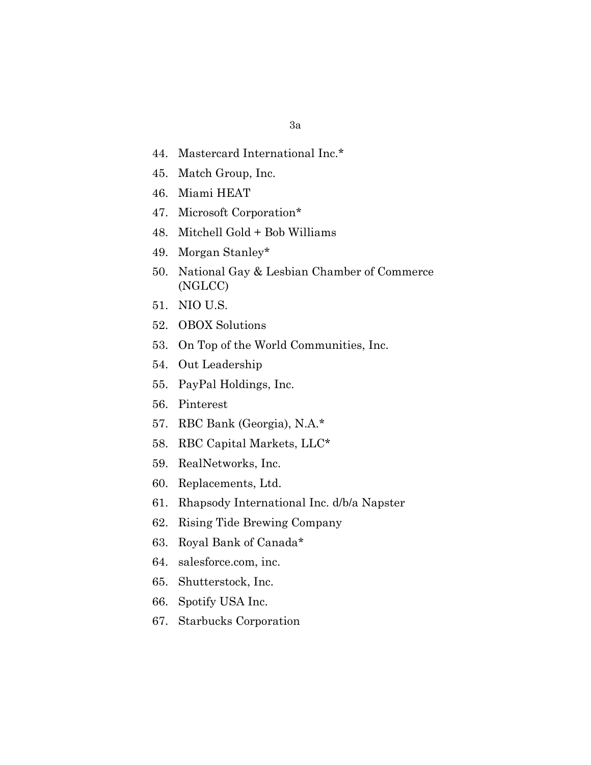44. Mastercard International Inc.*
45. Match Group, Inc.
46. Miami HEAT
47. Microsoft Corporation*
48. Mitchell Gold + Bob Williams
49. Morgan Stanley*
50. National Gay & Lesbian Chamber of Commerce (NGLCC)
51. NIO U.S.
52. OBOX Solutions
53. On Top of the World Communities, Inc.
54. Out Leadership
55. PayPal Holdings, Inc.
56. Pinterest
57. RBC Bank (Georgia), N.A.*
58. RBC Capital Markets, LLC*
59. RealNetworks, Inc.
60. Replacements, Ltd.
61. Rhapsody International Inc. d/b/a Napster
62. Rising Tide Brewing Company
63. Royal Bank of Canada*
64. salesforce.com, inc.
65. Shutterstock, Inc.
66. Spotify USA Inc.
67. Starbucks Corporation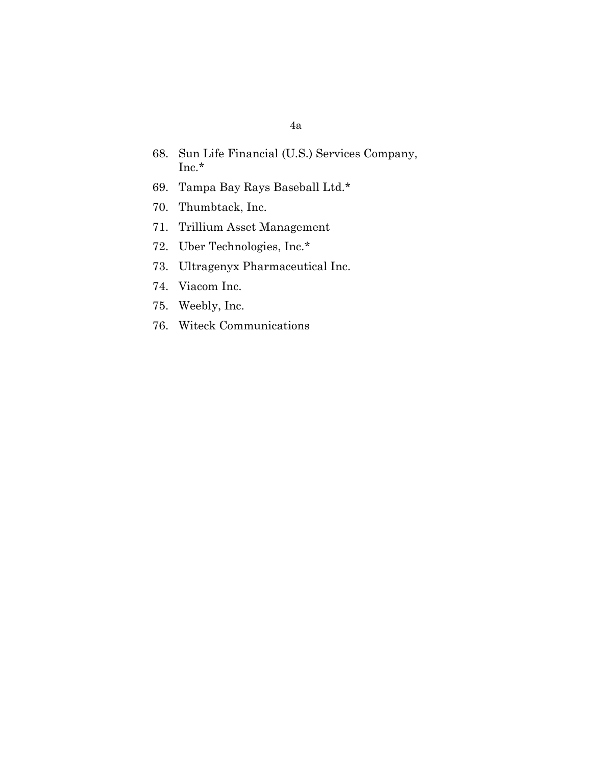68. Sun Life Financial (U.S.) Services Company, Inc.*
69. Tampa Bay Rays Baseball Ltd.*
70. Thumbtack, Inc.
71. Trillium Asset Management
72. Uber Technologies, Inc.*
73. Ultragenyx Pharmaceutical Inc.
74. Viacom Inc.
75. Weebly, Inc.
76. Witeck Communications